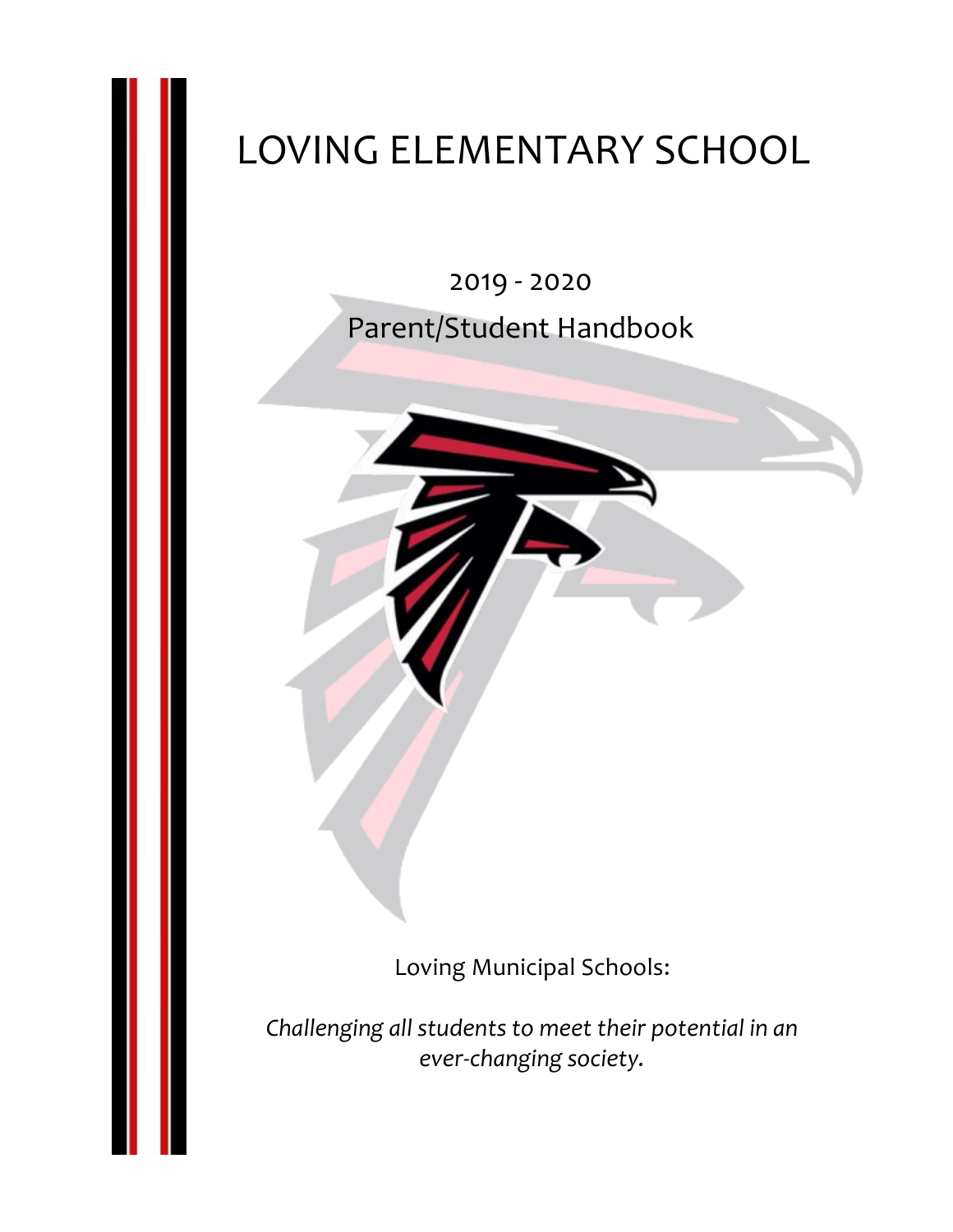# LOVING ELEMENTARY SCHOOL

2019 - 2020

Parent/Student Handbook

Loving Municipal Schools:

*Challenging all students to meet their potential in an ever-changing society.*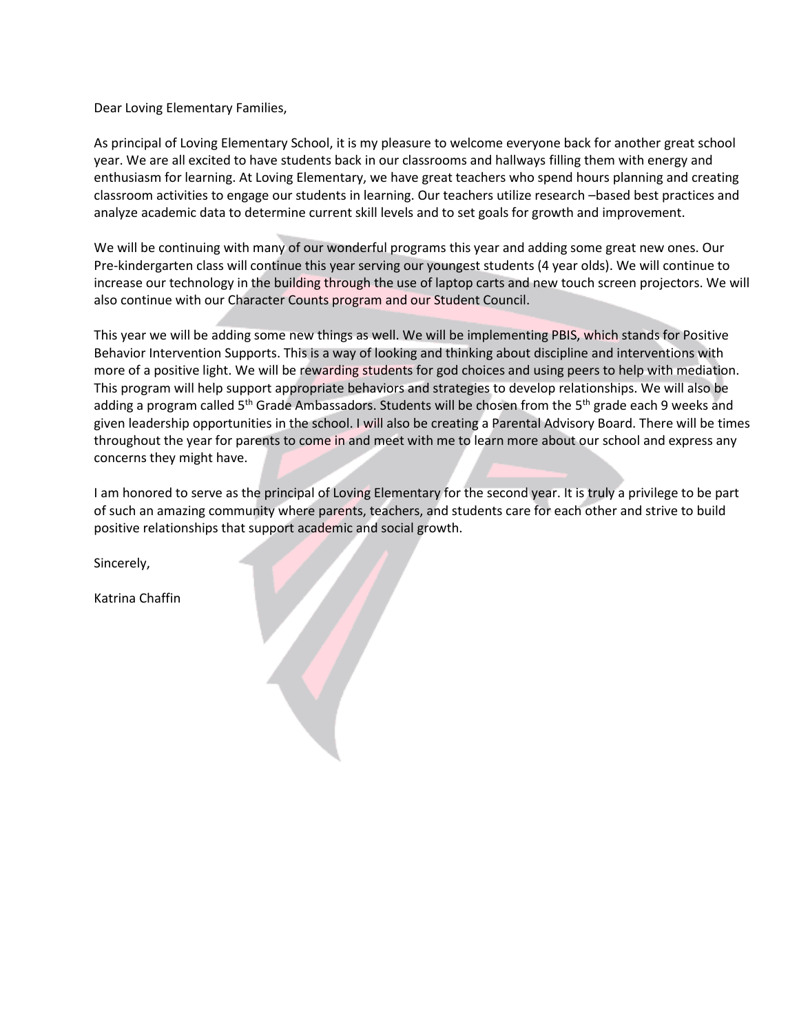Dear Loving Elementary Families,

As principal of Loving Elementary School, it is my pleasure to welcome everyone back for another great school year. We are all excited to have students back in our classrooms and hallways filling them with energy and enthusiasm for learning. At Loving Elementary, we have great teachers who spend hours planning and creating classroom activities to engage our students in learning. Our teachers utilize research –based best practices and analyze academic data to determine current skill levels and to set goals for growth and improvement.

We will be continuing with many of our wonderful programs this year and adding some great new ones. Our Pre-kindergarten class will continue this year serving our youngest students (4 year olds). We will continue to increase our technology in the building through the use of laptop carts and new touch screen projectors. We will also continue with our Character Counts program and our Student Council.

This year we will be adding some new things as well. We will be implementing PBIS, which stands for Positive Behavior Intervention Supports. This is a way of looking and thinking about discipline and interventions with more of a positive light. We will be rewarding students for god choices and using peers to help with mediation. This program will help support appropriate behaviors and strategies to develop relationships. We will also be adding a program called 5th Grade Ambassadors. Students will be chosen from the 5th grade each 9 weeks and given leadership opportunities in the school. I will also be creating a Parental Advisory Board. There will be times throughout the year for parents to come in and meet with me to learn more about our school and express any concerns they might have.

I am honored to serve as the principal of Loving Elementary for the second year. It is truly a privilege to be part of such an amazing community where parents, teachers, and students care for each other and strive to build positive relationships that support academic and social growth.

Sincerely,

Katrina Chaffin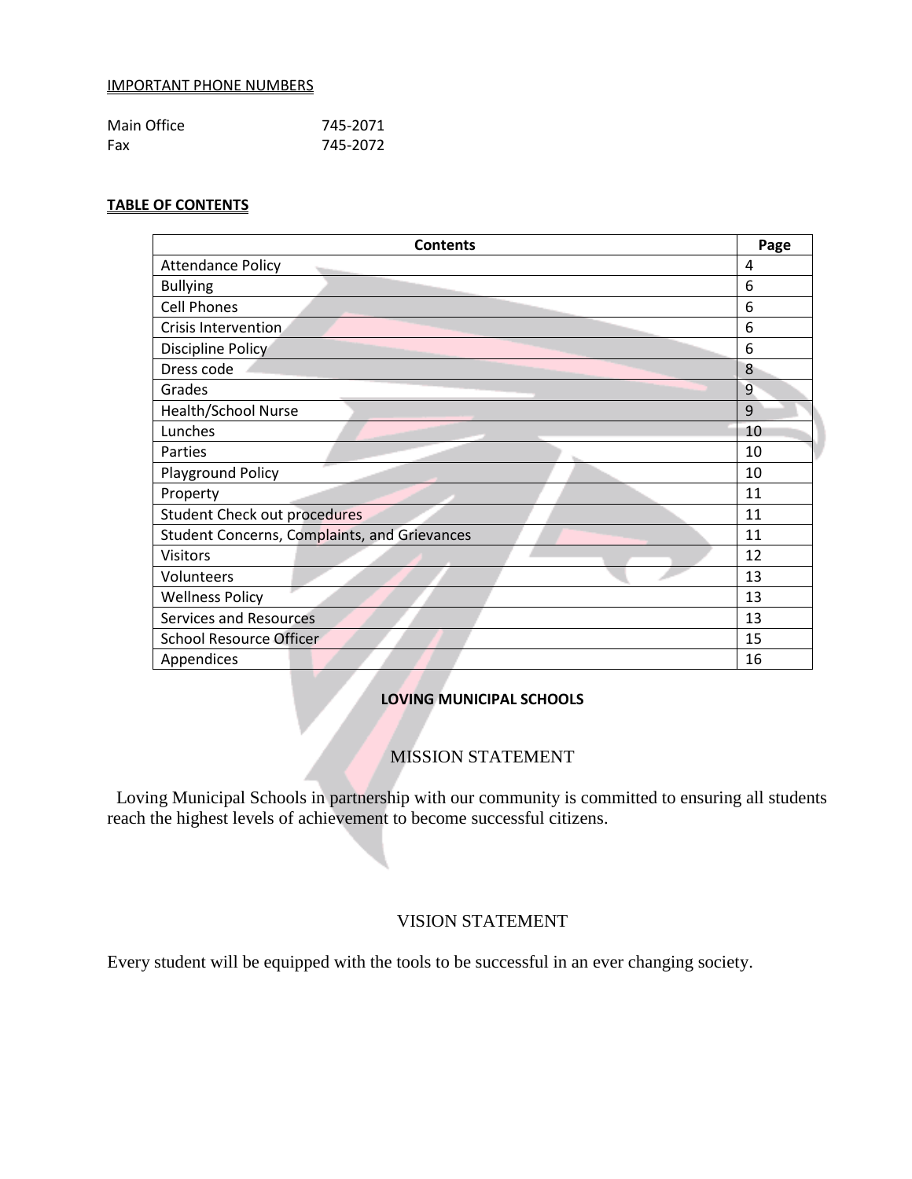IMPORTANT PHONE NUMBERS

Main Office 745-2071
Fax 745-2072

**TABLE OF CONTENTS**

| Contents | Page |
|---|---|
| Attendance Policy | 4 |
| Bullying | 6 |
| Cell Phones | 6 |
| Crisis Intervention | 6 |
| Discipline Policy | 6 |
| Dress code | 8 |
| Grades | 9 |
| Health/School Nurse | 9 |
| Lunches | 10 |
| Parties | 10 |
| Playground Policy | 10 |
| Property | 11 |
| Student Check out procedures | 11 |
| Student Concerns, Complaints, and Grievances | 11 |
| Visitors | 12 |
| Volunteers | 13 |
| Wellness Policy | 13 |
| Services and Resources | 13 |
| School Resource Officer | 15 |
| Appendices | 16 |

**LOVING MUNICIPAL SCHOOLS**

## MISSION STATEMENT

Loving Municipal Schools in partnership with our community is committed to ensuring all students reach the highest levels of achievement to become successful citizens.

## VISION STATEMENT

Every student will be equipped with the tools to be successful in an ever changing society.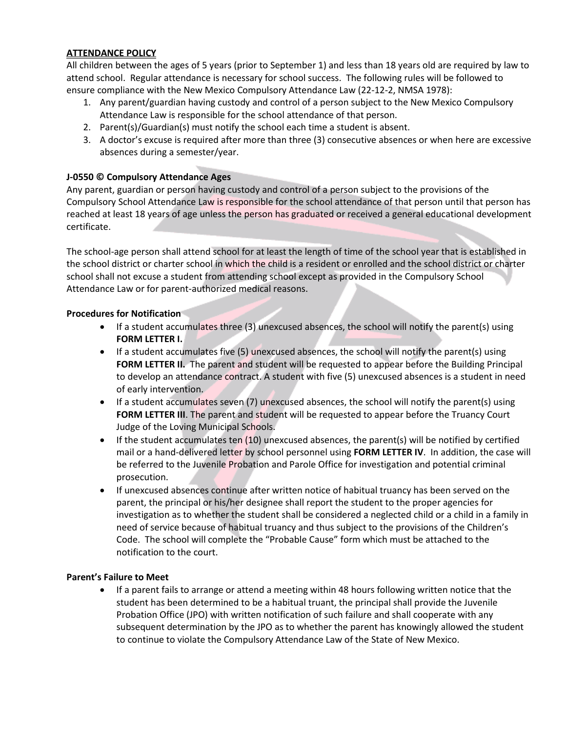## ATTENDANCE POLICY

All children between the ages of 5 years (prior to September 1) and less than 18 years old are required by law to attend school. Regular attendance is necessary for school success. The following rules will be followed to ensure compliance with the New Mexico Compulsory Attendance Law (22-12-2, NMSA 1978):

1. Any parent/guardian having custody and control of a person subject to the New Mexico Compulsory Attendance Law is responsible for the school attendance of that person.
2. Parent(s)/Guardian(s) must notify the school each time a student is absent.
3. A doctor's excuse is required after more than three (3) consecutive absences or when here are excessive absences during a semester/year.

### J-0550 © Compulsory Attendance Ages

Any parent, guardian or person having custody and control of a person subject to the provisions of the Compulsory School Attendance Law is responsible for the school attendance of that person until that person has reached at least 18 years of age unless the person has graduated or received a general educational development certificate.

The school-age person shall attend school for at least the length of time of the school year that is established in the school district or charter school in which the child is a resident or enrolled and the school district or charter school shall not excuse a student from attending school except as provided in the Compulsory School Attendance Law or for parent-authorized medical reasons.

### Procedures for Notification

- If a student accumulates three (3) unexcused absences, the school will notify the parent(s) using **FORM LETTER I.**
- If a student accumulates five (5) unexcused absences, the school will notify the parent(s) using **FORM LETTER II.** The parent and student will be requested to appear before the Building Principal to develop an attendance contract. A student with five (5) unexcused absences is a student in need of early intervention.
- If a student accumulates seven (7) unexcused absences, the school will notify the parent(s) using **FORM LETTER III**. The parent and student will be requested to appear before the Truancy Court Judge of the Loving Municipal Schools.
- If the student accumulates ten (10) unexcused absences, the parent(s) will be notified by certified mail or a hand-delivered letter by school personnel using **FORM LETTER IV**. In addition, the case will be referred to the Juvenile Probation and Parole Office for investigation and potential criminal prosecution.
- If unexcused absences continue after written notice of habitual truancy has been served on the parent, the principal or his/her designee shall report the student to the proper agencies for investigation as to whether the student shall be considered a neglected child or a child in a family in need of service because of habitual truancy and thus subject to the provisions of the Children's Code. The school will complete the "Probable Cause" form which must be attached to the notification to the court.

### Parent's Failure to Meet

- If a parent fails to arrange or attend a meeting within 48 hours following written notice that the student has been determined to be a habitual truant, the principal shall provide the Juvenile Probation Office (JPO) with written notification of such failure and shall cooperate with any subsequent determination by the JPO as to whether the parent has knowingly allowed the student to continue to violate the Compulsory Attendance Law of the State of New Mexico.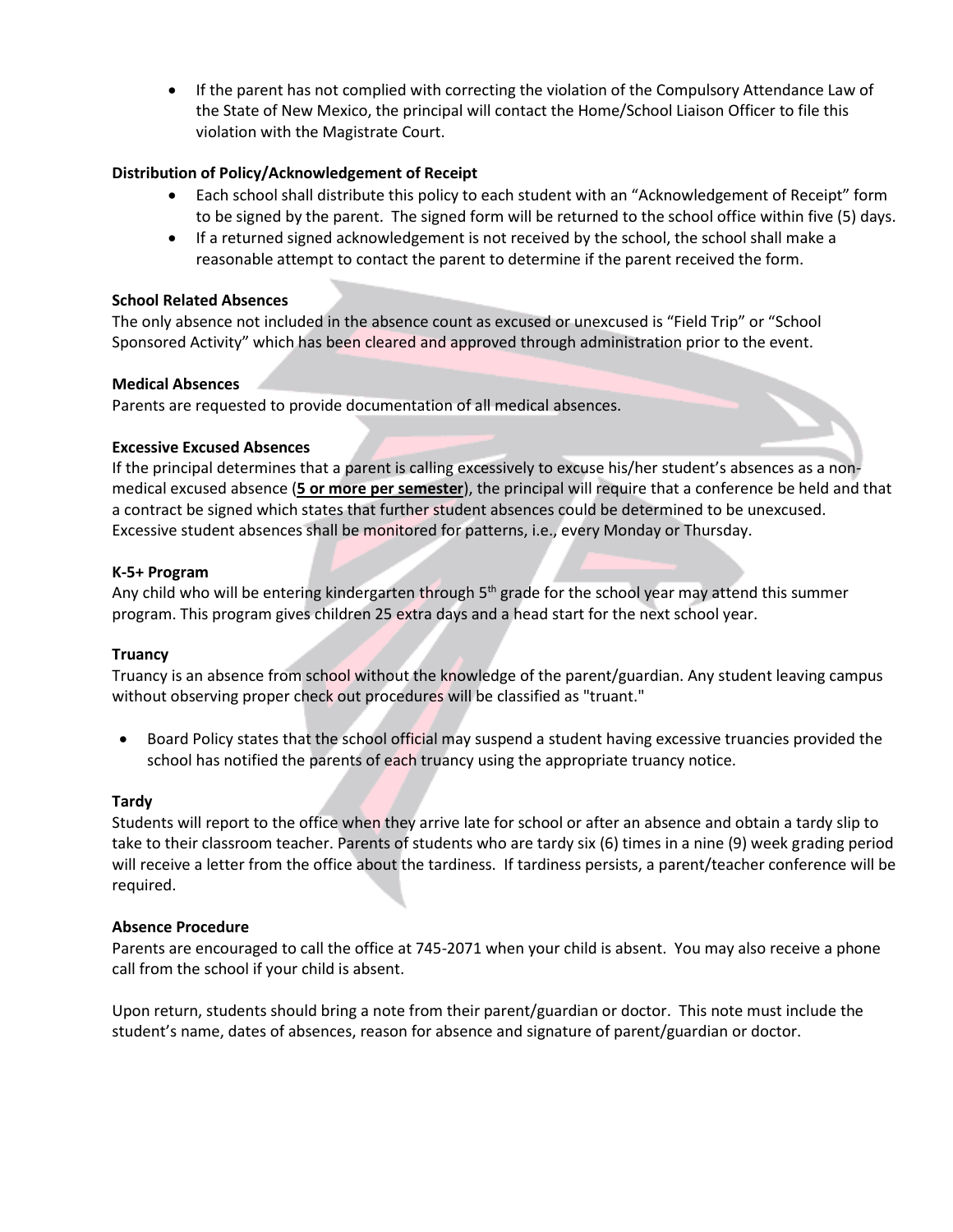- If the parent has not complied with correcting the violation of the Compulsory Attendance Law of the State of New Mexico, the principal will contact the Home/School Liaison Officer to file this violation with the Magistrate Court.

**Distribution of Policy/Acknowledgement of Receipt**

- Each school shall distribute this policy to each student with an "Acknowledgement of Receipt" form to be signed by the parent. The signed form will be returned to the school office within five (5) days.
- If a returned signed acknowledgement is not received by the school, the school shall make a reasonable attempt to contact the parent to determine if the parent received the form.

**School Related Absences**

The only absence not included in the absence count as excused or unexcused is "Field Trip" or "School Sponsored Activity" which has been cleared and approved through administration prior to the event.

**Medical Absences**

Parents are requested to provide documentation of all medical absences.

**Excessive Excused Absences**

If the principal determines that a parent is calling excessively to excuse his/her student's absences as a non-medical excused absence (**<u>5 or more per semester</u>**), the principal will require that a conference be held and that a contract be signed which states that further student absences could be determined to be unexcused. Excessive student absences shall be monitored for patterns, i.e., every Monday or Thursday.

**K-5+ Program**

Any child who will be entering kindergarten through 5th grade for the school year may attend this summer program. This program gives children 25 extra days and a head start for the next school year.

**Truancy**

Truancy is an absence from school without the knowledge of the parent/guardian. Any student leaving campus without observing proper check out procedures will be classified as "truant."

- Board Policy states that the school official may suspend a student having excessive truancies provided the school has notified the parents of each truancy using the appropriate truancy notice.

**Tardy**

Students will report to the office when they arrive late for school or after an absence and obtain a tardy slip to take to their classroom teacher. Parents of students who are tardy six (6) times in a nine (9) week grading period will receive a letter from the office about the tardiness. If tardiness persists, a parent/teacher conference will be required.

**Absence Procedure**

Parents are encouraged to call the office at 745-2071 when your child is absent. You may also receive a phone call from the school if your child is absent.

Upon return, students should bring a note from their parent/guardian or doctor. This note must include the student's name, dates of absences, reason for absence and signature of parent/guardian or doctor.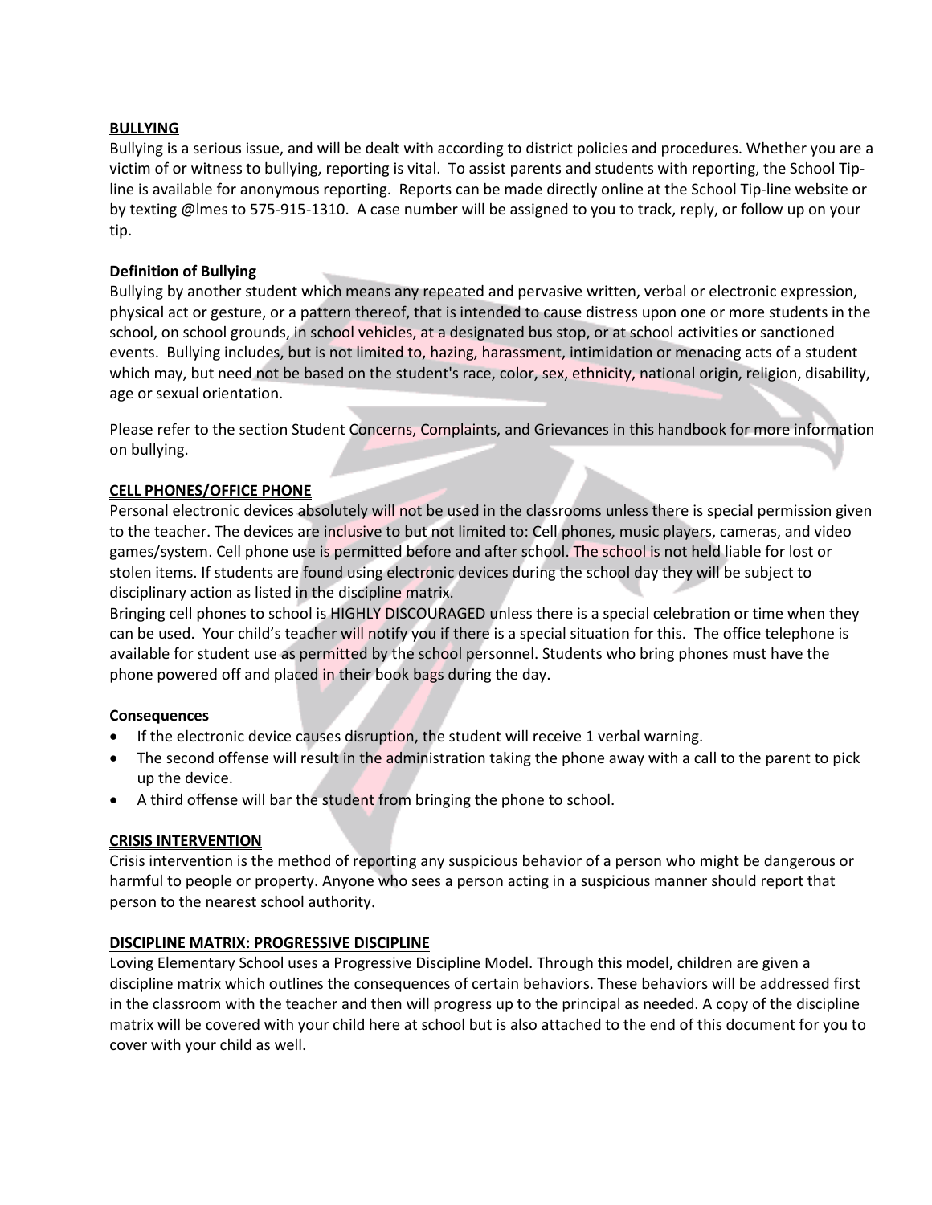## BULLYING

Bullying is a serious issue, and will be dealt with according to district policies and procedures. Whether you are a victim of or witness to bullying, reporting is vital. To assist parents and students with reporting, the School Tip-line is available for anonymous reporting. Reports can be made directly online at the School Tip-line website or by texting @lmes to 575-915-1310. A case number will be assigned to you to track, reply, or follow up on your tip.

### Definition of Bullying

Bullying by another student which means any repeated and pervasive written, verbal or electronic expression, physical act or gesture, or a pattern thereof, that is intended to cause distress upon one or more students in the school, on school grounds, in school vehicles, at a designated bus stop, or at school activities or sanctioned events. Bullying includes, but is not limited to, hazing, harassment, intimidation or menacing acts of a student which may, but need not be based on the student's race, color, sex, ethnicity, national origin, religion, disability, age or sexual orientation.

Please refer to the section Student Concerns, Complaints, and Grievances in this handbook for more information on bullying.

## CELL PHONES/OFFICE PHONE

Personal electronic devices absolutely will not be used in the classrooms unless there is special permission given to the teacher. The devices are inclusive to but not limited to: Cell phones, music players, cameras, and video games/system. Cell phone use is permitted before and after school. The school is not held liable for lost or stolen items. If students are found using electronic devices during the school day they will be subject to disciplinary action as listed in the discipline matrix.

Bringing cell phones to school is HIGHLY DISCOURAGED unless there is a special celebration or time when they can be used. Your child's teacher will notify you if there is a special situation for this. The office telephone is available for student use as permitted by the school personnel. Students who bring phones must have the phone powered off and placed in their book bags during the day.

### Consequences

- If the electronic device causes disruption, the student will receive 1 verbal warning.
- The second offense will result in the administration taking the phone away with a call to the parent to pick up the device.
- A third offense will bar the student from bringing the phone to school.

## CRISIS INTERVENTION

Crisis intervention is the method of reporting any suspicious behavior of a person who might be dangerous or harmful to people or property. Anyone who sees a person acting in a suspicious manner should report that person to the nearest school authority.

## DISCIPLINE MATRIX: PROGRESSIVE DISCIPLINE

Loving Elementary School uses a Progressive Discipline Model. Through this model, children are given a discipline matrix which outlines the consequences of certain behaviors. These behaviors will be addressed first in the classroom with the teacher and then will progress up to the principal as needed. A copy of the discipline matrix will be covered with your child here at school but is also attached to the end of this document for you to cover with your child as well.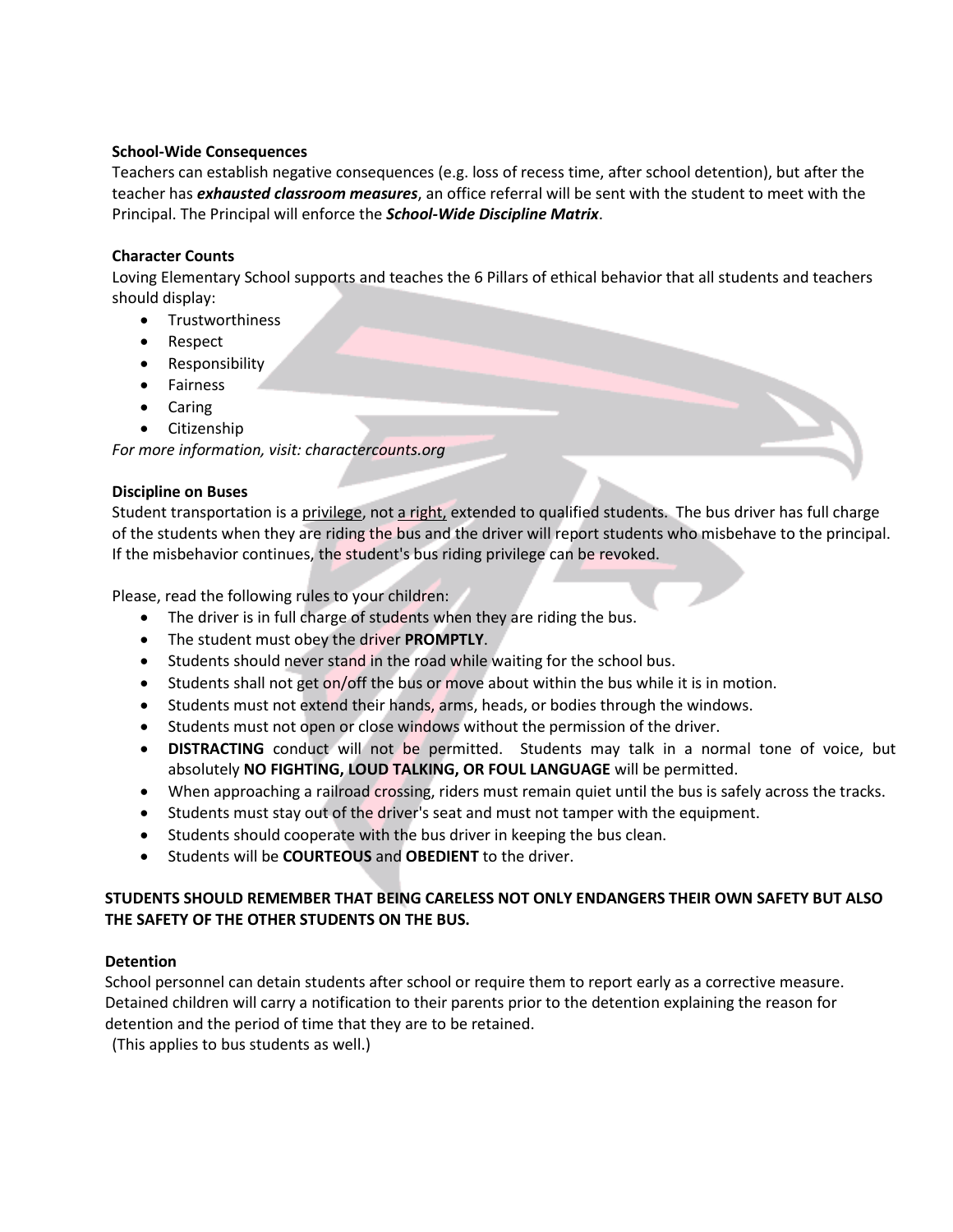### School-Wide Consequences

Teachers can establish negative consequences (e.g. loss of recess time, after school detention), but after the teacher has ***exhausted classroom measures***, an office referral will be sent with the student to meet with the Principal. The Principal will enforce the ***School-Wide Discipline Matrix***.

### Character Counts

Loving Elementary School supports and teaches the 6 Pillars of ethical behavior that all students and teachers should display:

- Trustworthiness
- Respect
- Responsibility
- Fairness
- Caring
- Citizenship

*For more information, visit: charactercounts.org*

### Discipline on Buses

Student transportation is a privilege, not a right, extended to qualified students. The bus driver has full charge of the students when they are riding the bus and the driver will report students who misbehave to the principal. If the misbehavior continues, the student's bus riding privilege can be revoked.

Please, read the following rules to your children:

- The driver is in full charge of students when they are riding the bus.
- The student must obey the driver **PROMPTLY**.
- Students should never stand in the road while waiting for the school bus.
- Students shall not get on/off the bus or move about within the bus while it is in motion.
- Students must not extend their hands, arms, heads, or bodies through the windows.
- Students must not open or close windows without the permission of the driver.
- **DISTRACTING** conduct will not be permitted. Students may talk in a normal tone of voice, but absolutely **NO FIGHTING, LOUD TALKING, OR FOUL LANGUAGE** will be permitted.
- When approaching a railroad crossing, riders must remain quiet until the bus is safely across the tracks.
- Students must stay out of the driver's seat and must not tamper with the equipment.
- Students should cooperate with the bus driver in keeping the bus clean.
- Students will be **COURTEOUS** and **OBEDIENT** to the driver.

**STUDENTS SHOULD REMEMBER THAT BEING CARELESS NOT ONLY ENDANGERS THEIR OWN SAFETY BUT ALSO THE SAFETY OF THE OTHER STUDENTS ON THE BUS.**

### Detention

School personnel can detain students after school or require them to report early as a corrective measure. Detained children will carry a notification to their parents prior to the detention explaining the reason for detention and the period of time that they are to be retained.

(This applies to bus students as well.)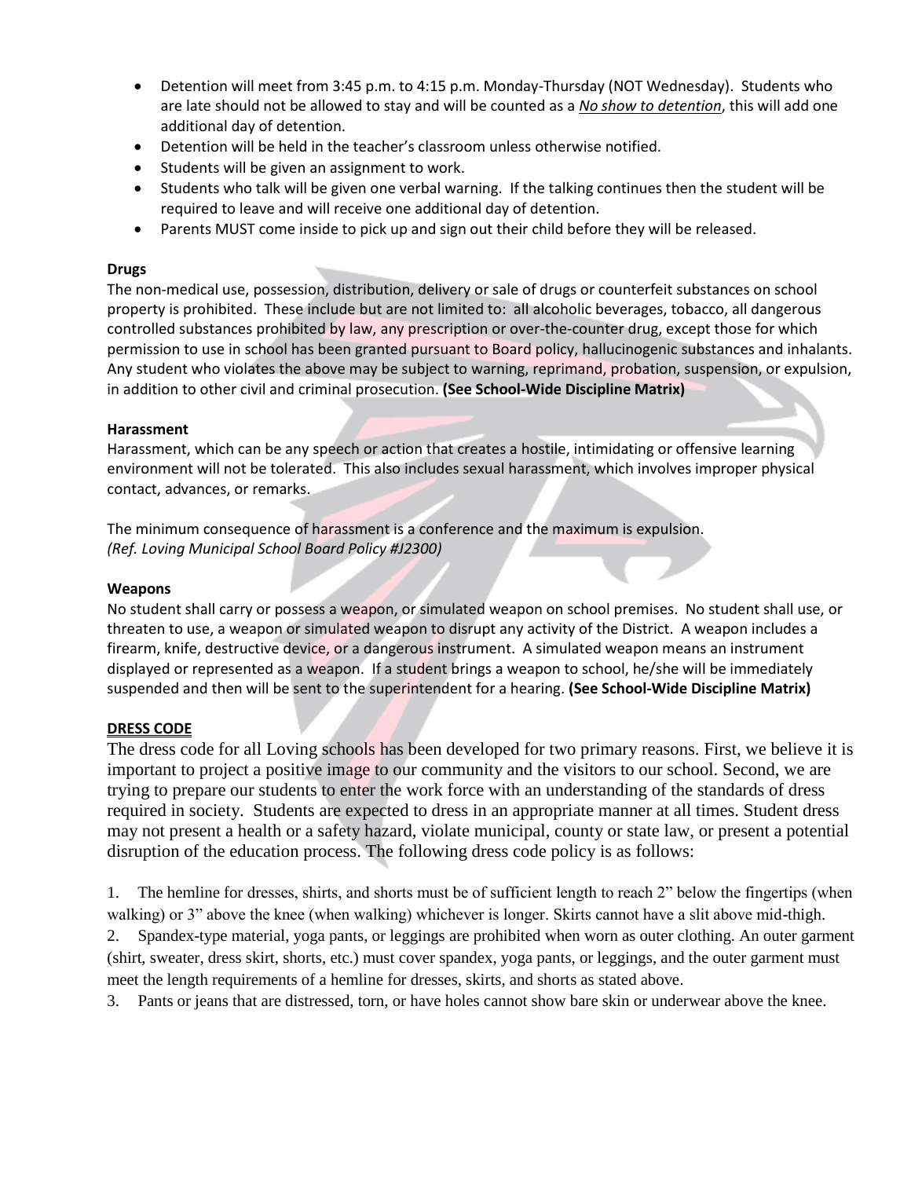- Detention will meet from 3:45 p.m. to 4:15 p.m. Monday-Thursday (NOT Wednesday). Students who are late should not be allowed to stay and will be counted as a ***No show to detention***, this will add one additional day of detention.
- Detention will be held in the teacher's classroom unless otherwise notified.
- Students will be given an assignment to work.
- Students who talk will be given one verbal warning. If the talking continues then the student will be required to leave and will receive one additional day of detention.
- Parents MUST come inside to pick up and sign out their child before they will be released.

**Drugs**

The non-medical use, possession, distribution, delivery or sale of drugs or counterfeit substances on school property is prohibited. These include but are not limited to: all alcoholic beverages, tobacco, all dangerous controlled substances prohibited by law, any prescription or over-the-counter drug, except those for which permission to use in school has been granted pursuant to Board policy, hallucinogenic substances and inhalants. Any student who violates the above may be subject to warning, reprimand, probation, suspension, or expulsion, in addition to other civil and criminal prosecution. **(See School-Wide Discipline Matrix)**

**Harassment**

Harassment, which can be any speech or action that creates a hostile, intimidating or offensive learning environment will not be tolerated. This also includes sexual harassment, which involves improper physical contact, advances, or remarks.

The minimum consequence of harassment is a conference and the maximum is expulsion.
*(Ref. Loving Municipal School Board Policy #J2300)*

**Weapons**

No student shall carry or possess a weapon, or simulated weapon on school premises. No student shall use, or threaten to use, a weapon or simulated weapon to disrupt any activity of the District. A weapon includes a firearm, knife, destructive device, or a dangerous instrument. A simulated weapon means an instrument displayed or represented as a weapon. If a student brings a weapon to school, he/she will be immediately suspended and then will be sent to the superintendent for a hearing. **(See School-Wide Discipline Matrix)**

**DRESS CODE**

The dress code for all Loving schools has been developed for two primary reasons. First, we believe it is important to project a positive image to our community and the visitors to our school. Second, we are trying to prepare our students to enter the work force with an understanding of the standards of dress required in society. Students are expected to dress in an appropriate manner at all times. Student dress may not present a health or a safety hazard, violate municipal, county or state law, or present a potential disruption of the education process. The following dress code policy is as follows:

1. The hemline for dresses, shirts, and shorts must be of sufficient length to reach 2" below the fingertips (when walking) or 3" above the knee (when walking) whichever is longer. Skirts cannot have a slit above mid-thigh.
2. Spandex-type material, yoga pants, or leggings are prohibited when worn as outer clothing. An outer garment (shirt, sweater, dress skirt, shorts, etc.) must cover spandex, yoga pants, or leggings, and the outer garment must meet the length requirements of a hemline for dresses, skirts, and shorts as stated above.
3. Pants or jeans that are distressed, torn, or have holes cannot show bare skin or underwear above the knee.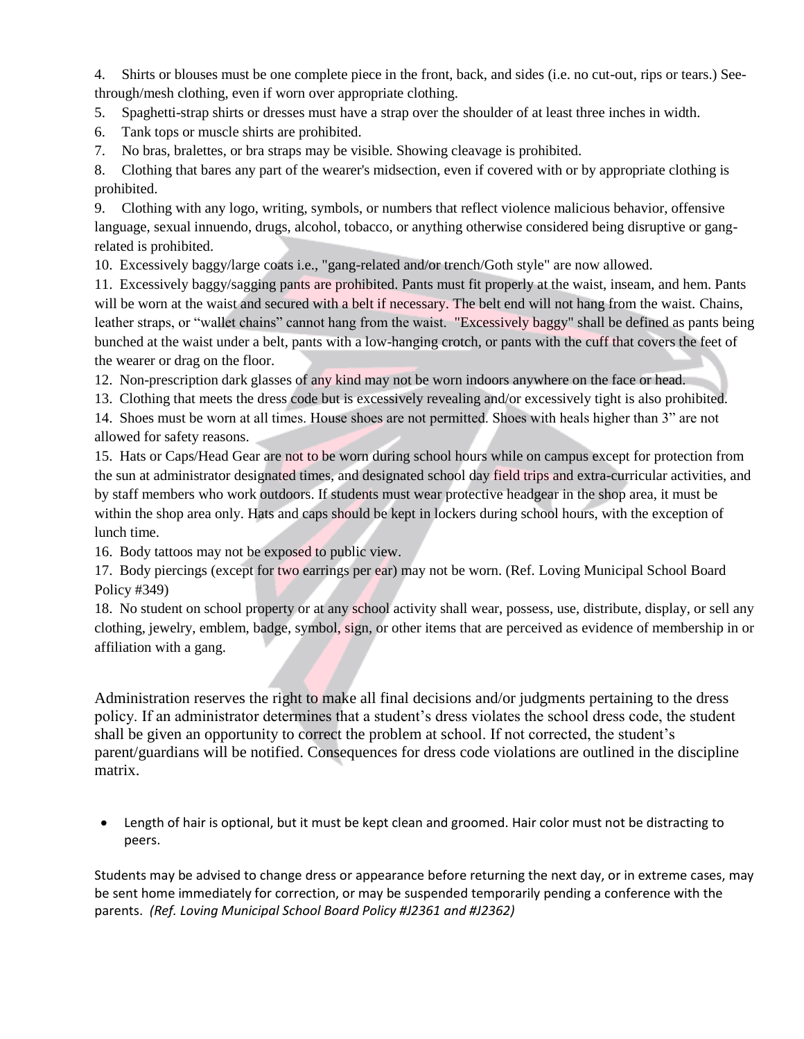4. Shirts or blouses must be one complete piece in the front, back, and sides (i.e. no cut-out, rips or tears.) See-through/mesh clothing, even if worn over appropriate clothing.
5. Spaghetti-strap shirts or dresses must have a strap over the shoulder of at least three inches in width.
6. Tank tops or muscle shirts are prohibited.
7. No bras, bralettes, or bra straps may be visible. Showing cleavage is prohibited.
8. Clothing that bares any part of the wearer's midsection, even if covered with or by appropriate clothing is prohibited.
9. Clothing with any logo, writing, symbols, or numbers that reflect violence malicious behavior, offensive language, sexual innuendo, drugs, alcohol, tobacco, or anything otherwise considered being disruptive or gang-related is prohibited.
10. Excessively baggy/large coats i.e., "gang-related and/or trench/Goth style" are now allowed.
11. Excessively baggy/sagging pants are prohibited. Pants must fit properly at the waist, inseam, and hem. Pants will be worn at the waist and secured with a belt if necessary. The belt end will not hang from the waist. Chains, leather straps, or "wallet chains" cannot hang from the waist. "Excessively baggy" shall be defined as pants being bunched at the waist under a belt, pants with a low-hanging crotch, or pants with the cuff that covers the feet of the wearer or drag on the floor.
12. Non-prescription dark glasses of any kind may not be worn indoors anywhere on the face or head.
13. Clothing that meets the dress code but is excessively revealing and/or excessively tight is also prohibited.
14. Shoes must be worn at all times. House shoes are not permitted. Shoes with heals higher than 3" are not allowed for safety reasons.
15. Hats or Caps/Head Gear are not to be worn during school hours while on campus except for protection from the sun at administrator designated times, and designated school day field trips and extra-curricular activities, and by staff members who work outdoors. If students must wear protective headgear in the shop area, it must be within the shop area only. Hats and caps should be kept in lockers during school hours, with the exception of lunch time.
16. Body tattoos may not be exposed to public view.
17. Body piercings (except for two earrings per ear) may not be worn. (Ref. Loving Municipal School Board Policy #349)
18. No student on school property or at any school activity shall wear, possess, use, distribute, display, or sell any clothing, jewelry, emblem, badge, symbol, sign, or other items that are perceived as evidence of membership in or affiliation with a gang.

Administration reserves the right to make all final decisions and/or judgments pertaining to the dress policy. If an administrator determines that a student's dress violates the school dress code, the student shall be given an opportunity to correct the problem at school. If not corrected, the student's parent/guardians will be notified. Consequences for dress code violations are outlined in the discipline matrix.

- Length of hair is optional, but it must be kept clean and groomed. Hair color must not be distracting to peers.

Students may be advised to change dress or appearance before returning the next day, or in extreme cases, may be sent home immediately for correction, or may be suspended temporarily pending a conference with the parents. *(Ref. Loving Municipal School Board Policy #J2361 and #J2362)*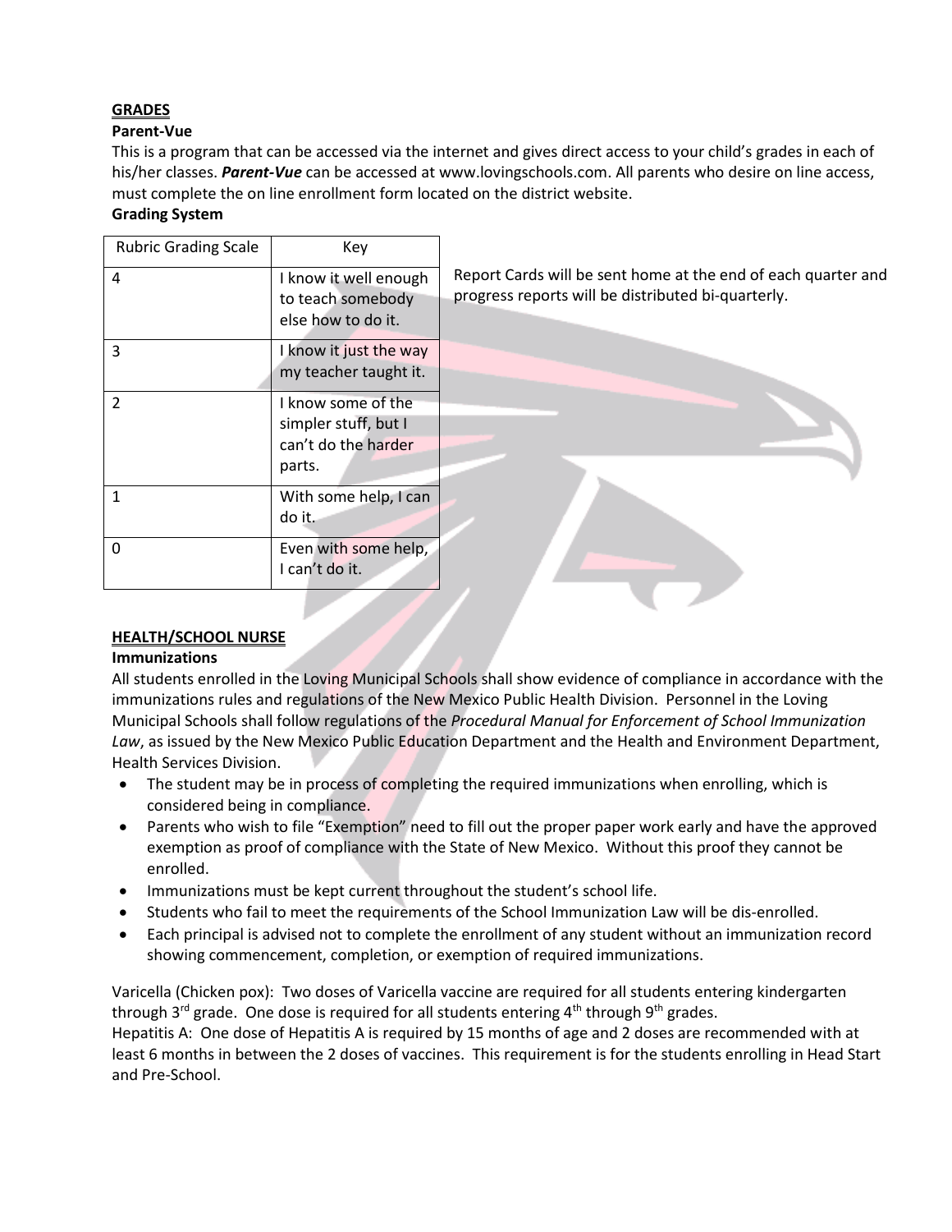## GRADES

### Parent-Vue

This is a program that can be accessed via the internet and gives direct access to your child's grades in each of his/her classes. ***Parent-Vue*** can be accessed at www.lovingschools.com. All parents who desire on line access, must complete the on line enrollment form located on the district website.

### Grading System

| Rubric Grading Scale | Key |
|---|---|
| 4 | I know it well enough to teach somebody else how to do it. |
| 3 | I know it just the way my teacher taught it. |
| 2 | I know some of the simpler stuff, but I can't do the harder parts. |
| 1 | With some help, I can do it. |
| 0 | Even with some help, I can't do it. |

Report Cards will be sent home at the end of each quarter and progress reports will be distributed bi-quarterly.

## HEALTH/SCHOOL NURSE

### Immunizations

All students enrolled in the Loving Municipal Schools shall show evidence of compliance in accordance with the immunizations rules and regulations of the New Mexico Public Health Division. Personnel in the Loving Municipal Schools shall follow regulations of the *Procedural Manual for Enforcement of School Immunization Law*, as issued by the New Mexico Public Education Department and the Health and Environment Department, Health Services Division.

- The student may be in process of completing the required immunizations when enrolling, which is considered being in compliance.
- Parents who wish to file "Exemption" need to fill out the proper paper work early and have the approved exemption as proof of compliance with the State of New Mexico. Without this proof they cannot be enrolled.
- Immunizations must be kept current throughout the student's school life.
- Students who fail to meet the requirements of the School Immunization Law will be dis-enrolled.
- Each principal is advised not to complete the enrollment of any student without an immunization record showing commencement, completion, or exemption of required immunizations.

Varicella (Chicken pox): Two doses of Varicella vaccine are required for all students entering kindergarten through 3rd grade. One dose is required for all students entering 4th through 9th grades.
Hepatitis A: One dose of Hepatitis A is required by 15 months of age and 2 doses are recommended with at least 6 months in between the 2 doses of vaccines. This requirement is for the students enrolling in Head Start and Pre-School.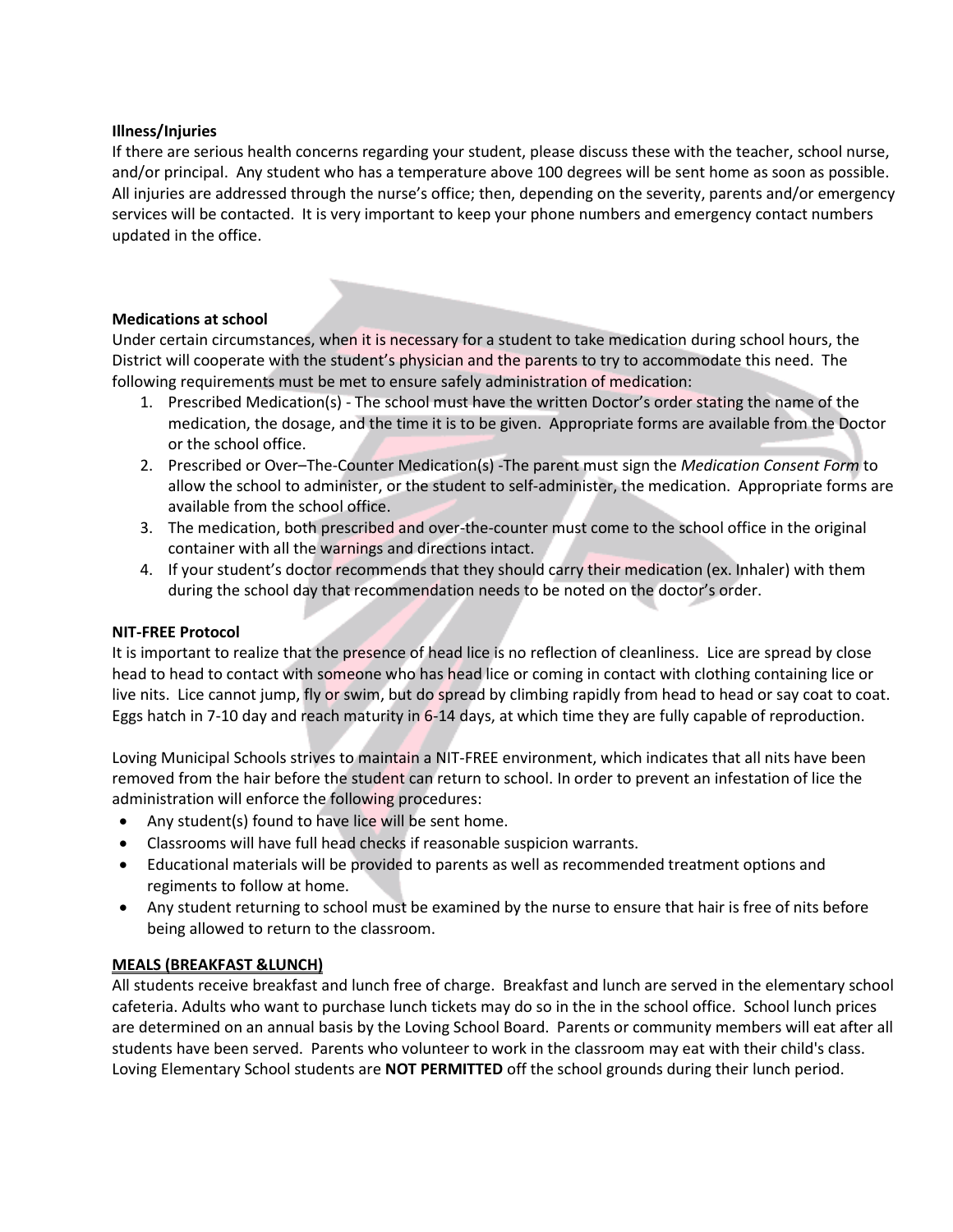**Illness/Injuries**

If there are serious health concerns regarding your student, please discuss these with the teacher, school nurse, and/or principal. Any student who has a temperature above 100 degrees will be sent home as soon as possible. All injuries are addressed through the nurse's office; then, depending on the severity, parents and/or emergency services will be contacted. It is very important to keep your phone numbers and emergency contact numbers updated in the office.

**Medications at school**

Under certain circumstances, when it is necessary for a student to take medication during school hours, the District will cooperate with the student's physician and the parents to try to accommodate this need. The following requirements must be met to ensure safely administration of medication:

1. Prescribed Medication(s) - The school must have the written Doctor's order stating the name of the medication, the dosage, and the time it is to be given. Appropriate forms are available from the Doctor or the school office.
2. Prescribed or Over–The-Counter Medication(s) -The parent must sign the *Medication Consent Form* to allow the school to administer, or the student to self-administer, the medication. Appropriate forms are available from the school office.
3. The medication, both prescribed and over-the-counter must come to the school office in the original container with all the warnings and directions intact.
4. If your student's doctor recommends that they should carry their medication (ex. Inhaler) with them during the school day that recommendation needs to be noted on the doctor's order.

**NIT-FREE Protocol**

It is important to realize that the presence of head lice is no reflection of cleanliness. Lice are spread by close head to head to contact with someone who has head lice or coming in contact with clothing containing lice or live nits. Lice cannot jump, fly or swim, but do spread by climbing rapidly from head to head or say coat to coat. Eggs hatch in 7-10 day and reach maturity in 6-14 days, at which time they are fully capable of reproduction.

Loving Municipal Schools strives to maintain a NIT-FREE environment, which indicates that all nits have been removed from the hair before the student can return to school. In order to prevent an infestation of lice the administration will enforce the following procedures:

- Any student(s) found to have lice will be sent home.
- Classrooms will have full head checks if reasonable suspicion warrants.
- Educational materials will be provided to parents as well as recommended treatment options and regiments to follow at home.
- Any student returning to school must be examined by the nurse to ensure that hair is free of nits before being allowed to return to the classroom.

**MEALS (BREAKFAST &LUNCH)**

All students receive breakfast and lunch free of charge. Breakfast and lunch are served in the elementary school cafeteria. Adults who want to purchase lunch tickets may do so in the in the school office. School lunch prices are determined on an annual basis by the Loving School Board. Parents or community members will eat after all students have been served. Parents who volunteer to work in the classroom may eat with their child's class. Loving Elementary School students are **NOT PERMITTED** off the school grounds during their lunch period.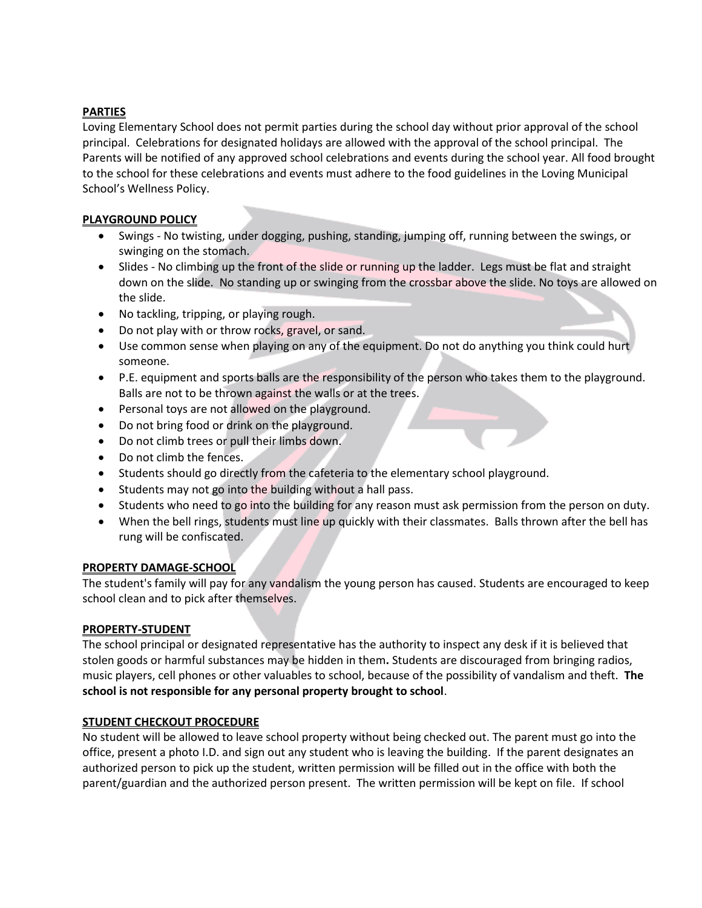## PARTIES

Loving Elementary School does not permit parties during the school day without prior approval of the school principal. Celebrations for designated holidays are allowed with the approval of the school principal. The Parents will be notified of any approved school celebrations and events during the school year. All food brought to the school for these celebrations and events must adhere to the food guidelines in the Loving Municipal School's Wellness Policy.

## PLAYGROUND POLICY

- Swings - No twisting, under dogging, pushing, standing, jumping off, running between the swings, or swinging on the stomach.
- Slides - No climbing up the front of the slide or running up the ladder. Legs must be flat and straight down on the slide. No standing up or swinging from the crossbar above the slide. No toys are allowed on the slide.
- No tackling, tripping, or playing rough.
- Do not play with or throw rocks, gravel, or sand.
- Use common sense when playing on any of the equipment. Do not do anything you think could hurt someone.
- P.E. equipment and sports balls are the responsibility of the person who takes them to the playground. Balls are not to be thrown against the walls or at the trees.
- Personal toys are not allowed on the playground.
- Do not bring food or drink on the playground.
- Do not climb trees or pull their limbs down.
- Do not climb the fences.
- Students should go directly from the cafeteria to the elementary school playground.
- Students may not go into the building without a hall pass.
- Students who need to go into the building for any reason must ask permission from the person on duty.
- When the bell rings, students must line up quickly with their classmates. Balls thrown after the bell has rung will be confiscated.

## PROPERTY DAMAGE-SCHOOL

The student's family will pay for any vandalism the young person has caused. Students are encouraged to keep school clean and to pick after themselves.

## PROPERTY-STUDENT

The school principal or designated representative has the authority to inspect any desk if it is believed that stolen goods or harmful substances may be hidden in them**.** Students are discouraged from bringing radios, music players, cell phones or other valuables to school, because of the possibility of vandalism and theft. **The school is not responsible for any personal property brought to school**.

## STUDENT CHECKOUT PROCEDURE

No student will be allowed to leave school property without being checked out. The parent must go into the office, present a photo I.D. and sign out any student who is leaving the building. If the parent designates an authorized person to pick up the student, written permission will be filled out in the office with both the parent/guardian and the authorized person present. The written permission will be kept on file. If school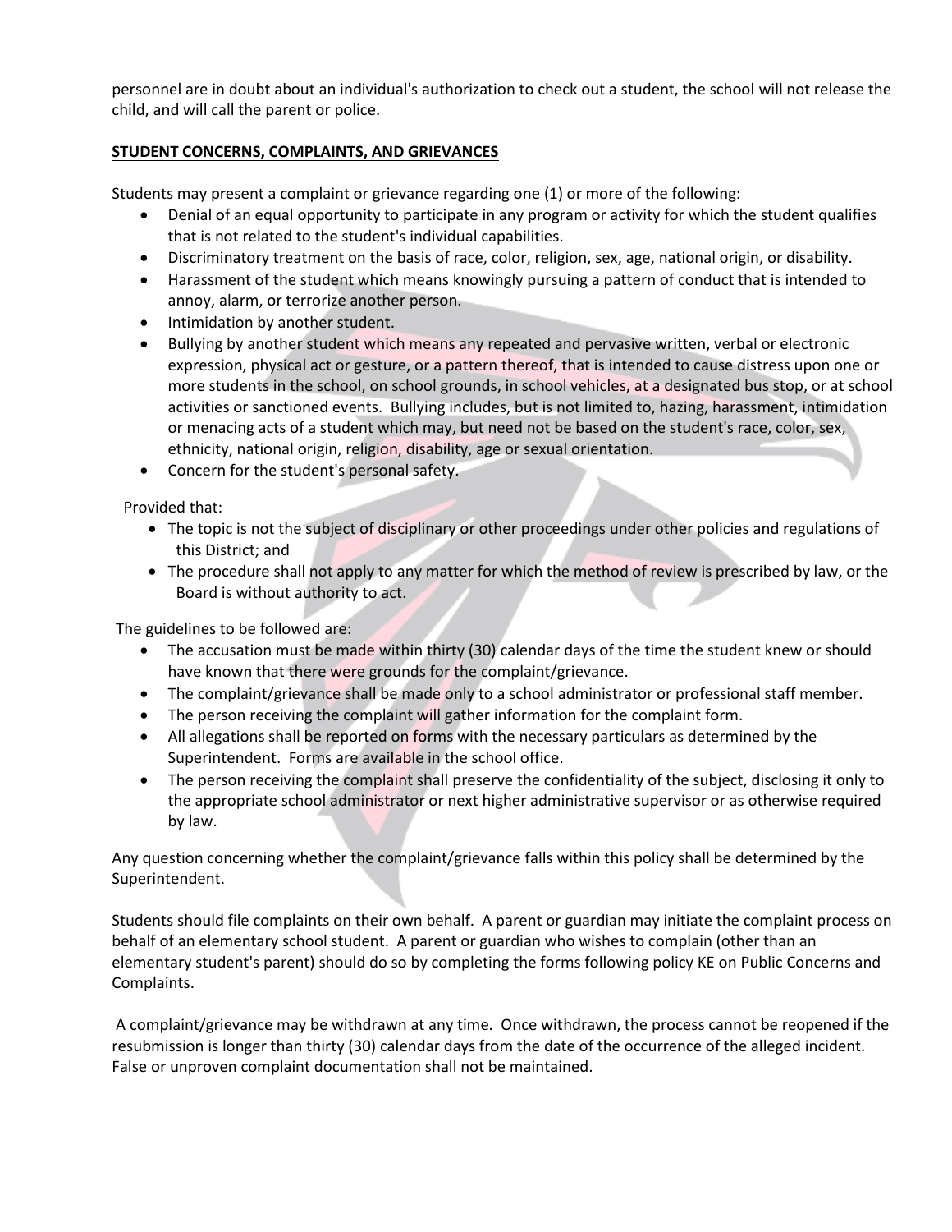personnel are in doubt about an individual's authorization to check out a student, the school will not release the child, and will call the parent or police.

## STUDENT CONCERNS, COMPLAINTS, AND GRIEVANCES

Students may present a complaint or grievance regarding one (1) or more of the following:

- Denial of an equal opportunity to participate in any program or activity for which the student qualifies that is not related to the student's individual capabilities.
- Discriminatory treatment on the basis of race, color, religion, sex, age, national origin, or disability.
- Harassment of the student which means knowingly pursuing a pattern of conduct that is intended to annoy, alarm, or terrorize another person.
- Intimidation by another student.
- Bullying by another student which means any repeated and pervasive written, verbal or electronic expression, physical act or gesture, or a pattern thereof, that is intended to cause distress upon one or more students in the school, on school grounds, in school vehicles, at a designated bus stop, or at school activities or sanctioned events. Bullying includes, but is not limited to, hazing, harassment, intimidation or menacing acts of a student which may, but need not be based on the student's race, color, sex, ethnicity, national origin, religion, disability, age or sexual orientation.
- Concern for the student's personal safety.

Provided that:

- The topic is not the subject of disciplinary or other proceedings under other policies and regulations of this District; and
- The procedure shall not apply to any matter for which the method of review is prescribed by law, or the Board is without authority to act.

The guidelines to be followed are:

- The accusation must be made within thirty (30) calendar days of the time the student knew or should have known that there were grounds for the complaint/grievance.
- The complaint/grievance shall be made only to a school administrator or professional staff member.
- The person receiving the complaint will gather information for the complaint form.
- All allegations shall be reported on forms with the necessary particulars as determined by the Superintendent. Forms are available in the school office.
- The person receiving the complaint shall preserve the confidentiality of the subject, disclosing it only to the appropriate school administrator or next higher administrative supervisor or as otherwise required by law.

Any question concerning whether the complaint/grievance falls within this policy shall be determined by the Superintendent.

Students should file complaints on their own behalf. A parent or guardian may initiate the complaint process on behalf of an elementary school student. A parent or guardian who wishes to complain (other than an elementary student's parent) should do so by completing the forms following policy KE on Public Concerns and Complaints.

A complaint/grievance may be withdrawn at any time. Once withdrawn, the process cannot be reopened if the resubmission is longer than thirty (30) calendar days from the date of the occurrence of the alleged incident. False or unproven complaint documentation shall not be maintained.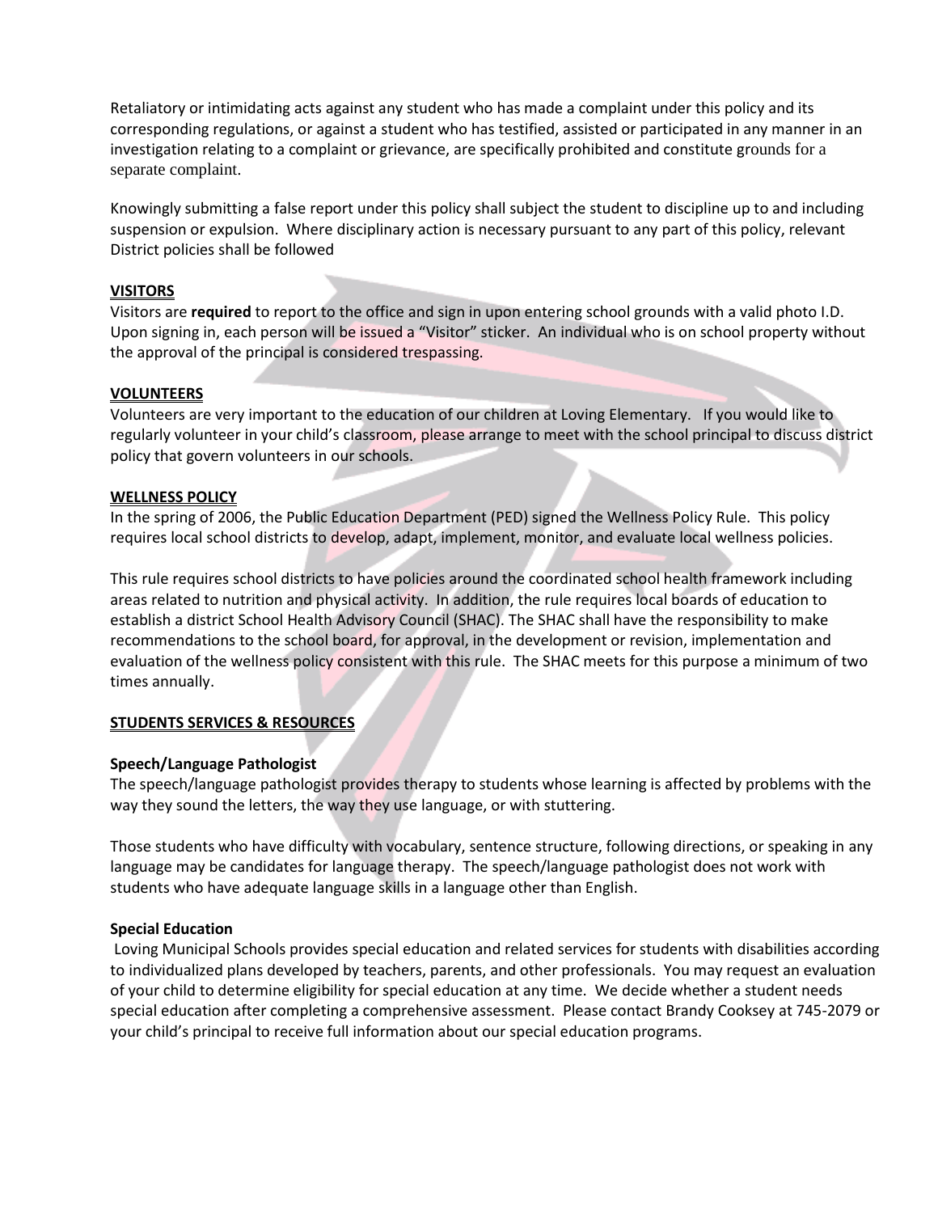Retaliatory or intimidating acts against any student who has made a complaint under this policy and its corresponding regulations, or against a student who has testified, assisted or participated in any manner in an investigation relating to a complaint or grievance, are specifically prohibited and constitute grounds for a separate complaint.

Knowingly submitting a false report under this policy shall subject the student to discipline up to and including suspension or expulsion. Where disciplinary action is necessary pursuant to any part of this policy, relevant District policies shall be followed

## VISITORS

Visitors are **required** to report to the office and sign in upon entering school grounds with a valid photo I.D. Upon signing in, each person will be issued a "Visitor" sticker. An individual who is on school property without the approval of the principal is considered trespassing.

## VOLUNTEERS

Volunteers are very important to the education of our children at Loving Elementary. If you would like to regularly volunteer in your child's classroom, please arrange to meet with the school principal to discuss district policy that govern volunteers in our schools.

## WELLNESS POLICY

In the spring of 2006, the Public Education Department (PED) signed the Wellness Policy Rule. This policy requires local school districts to develop, adapt, implement, monitor, and evaluate local wellness policies.

This rule requires school districts to have policies around the coordinated school health framework including areas related to nutrition and physical activity. In addition, the rule requires local boards of education to establish a district School Health Advisory Council (SHAC). The SHAC shall have the responsibility to make recommendations to the school board, for approval, in the development or revision, implementation and evaluation of the wellness policy consistent with this rule. The SHAC meets for this purpose a minimum of two times annually.

## STUDENTS SERVICES & RESOURCES

### Speech/Language Pathologist

The speech/language pathologist provides therapy to students whose learning is affected by problems with the way they sound the letters, the way they use language, or with stuttering.

Those students who have difficulty with vocabulary, sentence structure, following directions, or speaking in any language may be candidates for language therapy. The speech/language pathologist does not work with students who have adequate language skills in a language other than English.

### Special Education

Loving Municipal Schools provides special education and related services for students with disabilities according to individualized plans developed by teachers, parents, and other professionals. You may request an evaluation of your child to determine eligibility for special education at any time. We decide whether a student needs special education after completing a comprehensive assessment. Please contact Brandy Cooksey at 745-2079 or your child's principal to receive full information about our special education programs.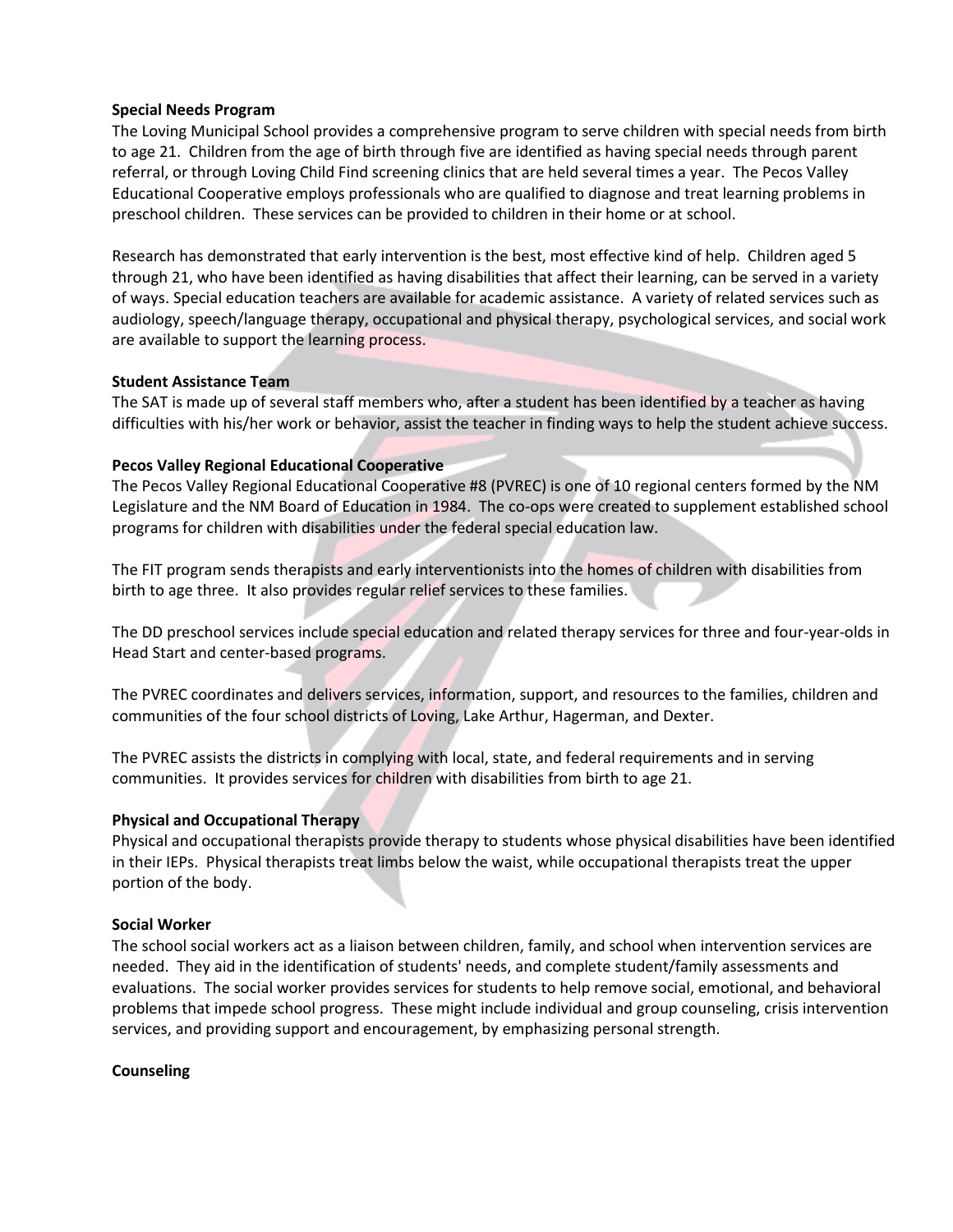**Special Needs Program**

The Loving Municipal School provides a comprehensive program to serve children with special needs from birth to age 21. Children from the age of birth through five are identified as having special needs through parent referral, or through Loving Child Find screening clinics that are held several times a year. The Pecos Valley Educational Cooperative employs professionals who are qualified to diagnose and treat learning problems in preschool children. These services can be provided to children in their home or at school.

Research has demonstrated that early intervention is the best, most effective kind of help. Children aged 5 through 21, who have been identified as having disabilities that affect their learning, can be served in a variety of ways. Special education teachers are available for academic assistance. A variety of related services such as audiology, speech/language therapy, occupational and physical therapy, psychological services, and social work are available to support the learning process.

**Student Assistance Team**

The SAT is made up of several staff members who, after a student has been identified by a teacher as having difficulties with his/her work or behavior, assist the teacher in finding ways to help the student achieve success.

**Pecos Valley Regional Educational Cooperative**

The Pecos Valley Regional Educational Cooperative #8 (PVREC) is one of 10 regional centers formed by the NM Legislature and the NM Board of Education in 1984. The co-ops were created to supplement established school programs for children with disabilities under the federal special education law.

The FIT program sends therapists and early interventionists into the homes of children with disabilities from birth to age three. It also provides regular relief services to these families.

The DD preschool services include special education and related therapy services for three and four-year-olds in Head Start and center-based programs.

The PVREC coordinates and delivers services, information, support, and resources to the families, children and communities of the four school districts of Loving, Lake Arthur, Hagerman, and Dexter.

The PVREC assists the districts in complying with local, state, and federal requirements and in serving communities. It provides services for children with disabilities from birth to age 21.

**Physical and Occupational Therapy**

Physical and occupational therapists provide therapy to students whose physical disabilities have been identified in their IEPs. Physical therapists treat limbs below the waist, while occupational therapists treat the upper portion of the body.

**Social Worker**

The school social workers act as a liaison between children, family, and school when intervention services are needed. They aid in the identification of students' needs, and complete student/family assessments and evaluations. The social worker provides services for students to help remove social, emotional, and behavioral problems that impede school progress. These might include individual and group counseling, crisis intervention services, and providing support and encouragement, by emphasizing personal strength.

**Counseling**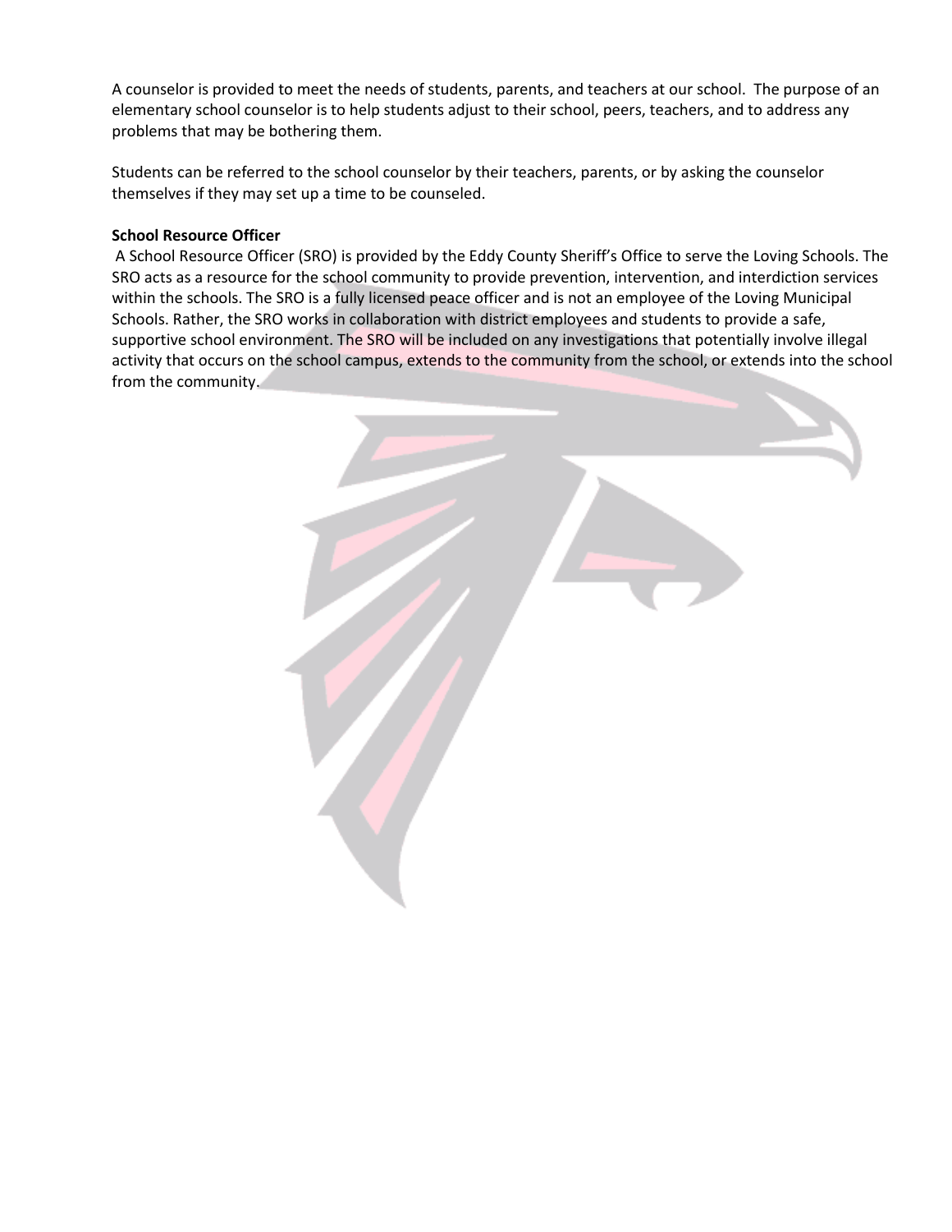A counselor is provided to meet the needs of students, parents, and teachers at our school. The purpose of an elementary school counselor is to help students adjust to their school, peers, teachers, and to address any problems that may be bothering them.

Students can be referred to the school counselor by their teachers, parents, or by asking the counselor themselves if they may set up a time to be counseled.

**School Resource Officer**

A School Resource Officer (SRO) is provided by the Eddy County Sheriff's Office to serve the Loving Schools. The SRO acts as a resource for the school community to provide prevention, intervention, and interdiction services within the schools. The SRO is a fully licensed peace officer and is not an employee of the Loving Municipal Schools. Rather, the SRO works in collaboration with district employees and students to provide a safe, supportive school environment. The SRO will be included on any investigations that potentially involve illegal activity that occurs on the school campus, extends to the community from the school, or extends into the school from the community.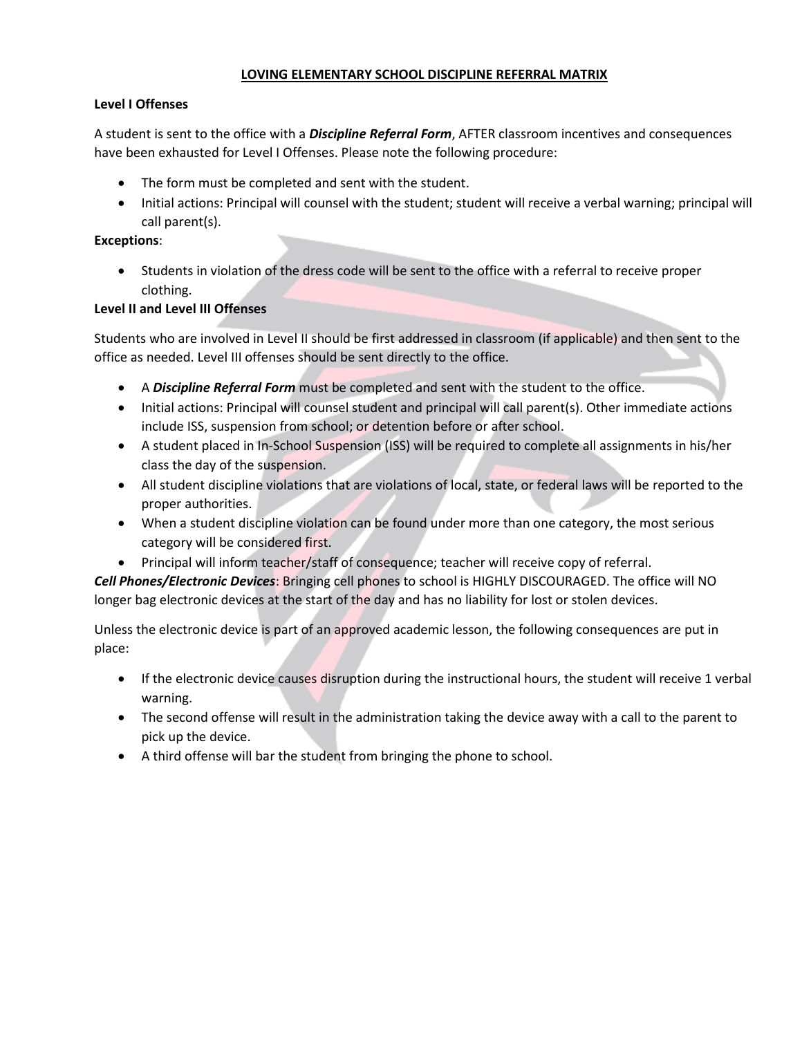# LOVING ELEMENTARY SCHOOL DISCIPLINE REFERRAL MATRIX

**Level I Offenses**

A student is sent to the office with a ***Discipline Referral Form***, AFTER classroom incentives and consequences have been exhausted for Level I Offenses. Please note the following procedure:

- The form must be completed and sent with the student.
- Initial actions: Principal will counsel with the student; student will receive a verbal warning; principal will call parent(s).

**Exceptions**:

- Students in violation of the dress code will be sent to the office with a referral to receive proper clothing.

**Level II and Level III Offenses**

Students who are involved in Level II should be first addressed in classroom (if applicable) and then sent to the office as needed. Level III offenses should be sent directly to the office.

- A ***Discipline Referral Form*** must be completed and sent with the student to the office.
- Initial actions: Principal will counsel student and principal will call parent(s). Other immediate actions include ISS, suspension from school; or detention before or after school.
- A student placed in In-School Suspension (ISS) will be required to complete all assignments in his/her class the day of the suspension.
- All student discipline violations that are violations of local, state, or federal laws will be reported to the proper authorities.
- When a student discipline violation can be found under more than one category, the most serious category will be considered first.
- Principal will inform teacher/staff of consequence; teacher will receive copy of referral.

***Cell Phones/Electronic Devices***: Bringing cell phones to school is HIGHLY DISCOURAGED. The office will NO longer bag electronic devices at the start of the day and has no liability for lost or stolen devices.

Unless the electronic device is part of an approved academic lesson, the following consequences are put in place:

- If the electronic device causes disruption during the instructional hours, the student will receive 1 verbal warning.
- The second offense will result in the administration taking the device away with a call to the parent to pick up the device.
- A third offense will bar the student from bringing the phone to school.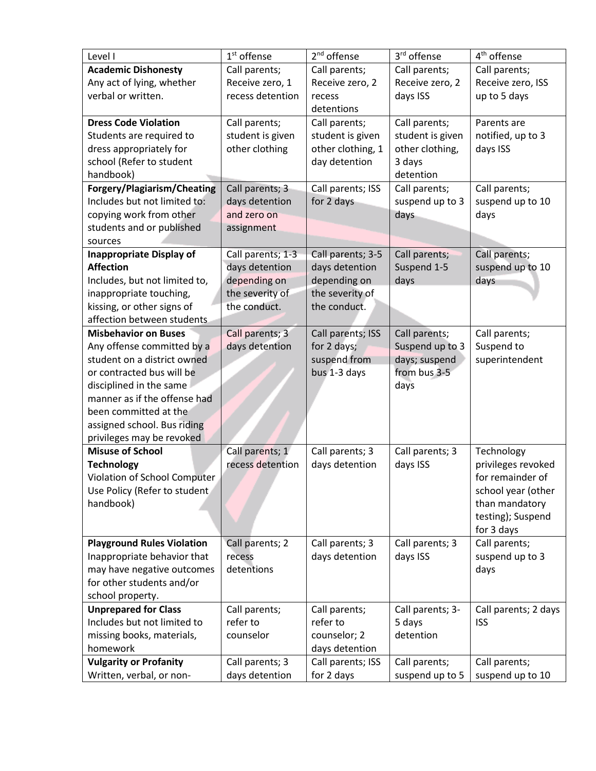| Level I | 1st offense | 2nd offense | 3rd offense | 4th offense |
|---|---|---|---|---|
| **Academic Dishonesty** Any act of lying, whether verbal or written. | Call parents; Receive zero, 1 recess detention | Call parents; Receive zero, 2 recess detentions | Call parents; Receive zero, 2 days ISS | Call parents; Receive zero, ISS up to 5 days |
| **Dress Code Violation** Students are required to dress appropriately for school (Refer to student handbook) | Call parents; student is given other clothing | Call parents; student is given other clothing, 1 day detention | Call parents; student is given other clothing, 3 days detention | Parents are notified, up to 3 days ISS |
| **Forgery/Plagiarism/Cheating** Includes but not limited to: copying work from other students and or published sources | Call parents; 3 days detention and zero on assignment | Call parents; ISS for 2 days | Call parents; suspend up to 3 days | Call parents; suspend up to 10 days |
| **Inappropriate Display of Affection** Includes, but not limited to, inappropriate touching, kissing, or other signs of affection between students | Call parents; 1-3 days detention depending on the severity of the conduct. | Call parents; 3-5 days detention depending on the severity of the conduct. | Call parents; Suspend 1-5 days | Call parents; suspend up to 10 days |
| **Misbehavior on Buses** Any offense committed by a student on a district owned or contracted bus will be disciplined in the same manner as if the offense had been committed at the assigned school. Bus riding privileges may be revoked | Call parents; 3 days detention | Call parents; ISS for 2 days; suspend from bus 1-3 days | Call parents; Suspend up to 3 days; suspend from bus 3-5 days | Call parents; Suspend to superintendent |
| **Misuse of School Technology** Violation of School Computer Use Policy (Refer to student handbook) | Call parents; 1 recess detention | Call parents; 3 days detention | Call parents; 3 days ISS | Technology privileges revoked for remainder of school year (other than mandatory testing); Suspend for 3 days |
| **Playground Rules Violation** Inappropriate behavior that may have negative outcomes for other students and/or school property. | Call parents; 2 recess detentions | Call parents; 3 days detention | Call parents; 3 days ISS | Call parents; suspend up to 3 days |
| **Unprepared for Class** Includes but not limited to missing books, materials, homework | Call parents; refer to counselor | Call parents; refer to counselor; 2 days detention | Call parents; 3-5 days detention | Call parents; 2 days ISS |
| **Vulgarity or Profanity** Written, verbal, or non- | Call parents; 3 days detention | Call parents; ISS for 2 days | Call parents; suspend up to 5 | Call parents; suspend up to 10 |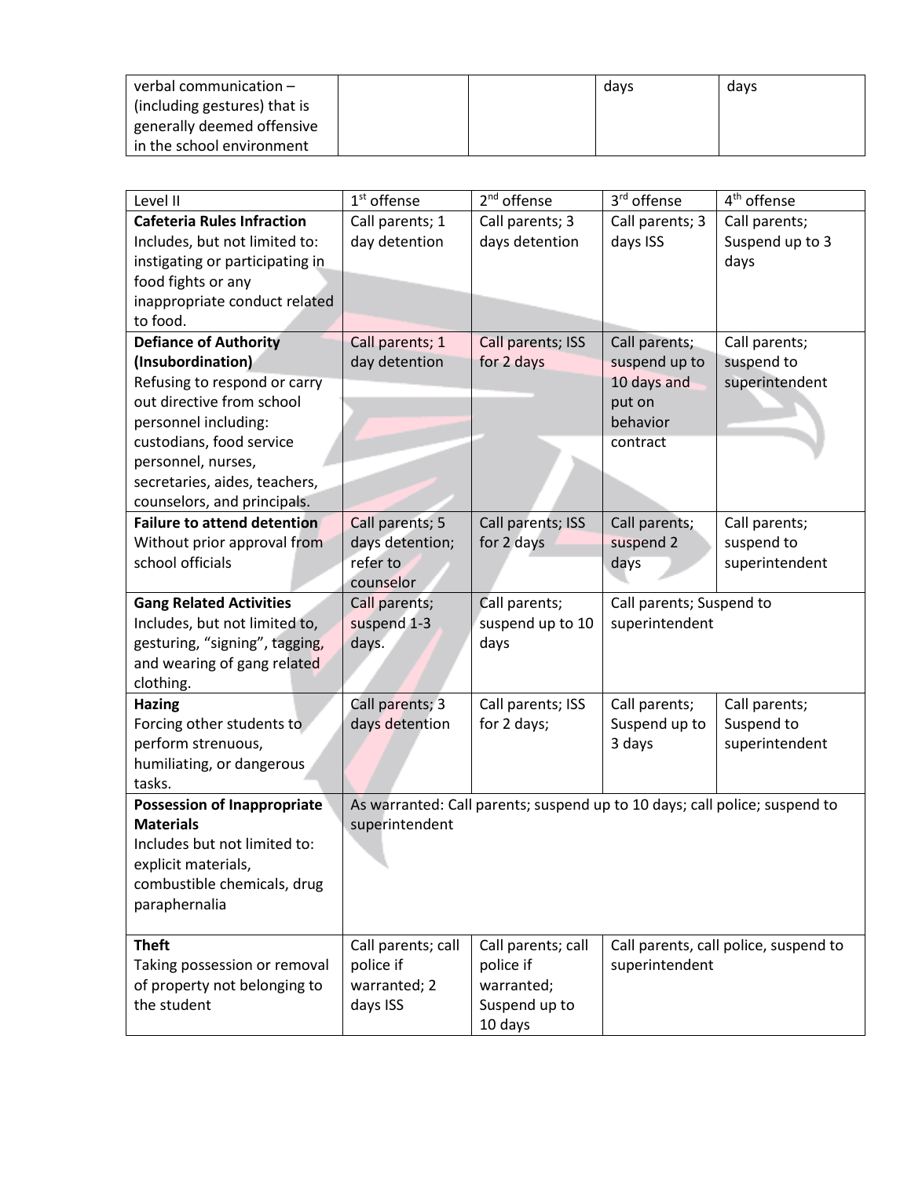| | | | | |
|---|---|---|---|---|
| verbal communication – (including gestures) that is generally deemed offensive in the school environment | | | days | days |

| Level II | 1st offense | 2nd offense | 3rd offense | 4th offense |
|---|---|---|---|---|
| **Cafeteria Rules Infraction** Includes, but not limited to: instigating or participating in food fights or any inappropriate conduct related to food. | Call parents; 1 day detention | Call parents; 3 days detention | Call parents; 3 days ISS | Call parents; Suspend up to 3 days |
| **Defiance of Authority (Insubordination)** Refusing to respond or carry out directive from school personnel including: custodians, food service personnel, nurses, secretaries, aides, teachers, counselors, and principals. | Call parents; 1 day detention | Call parents; ISS for 2 days | Call parents; suspend up to 10 days and put on behavior contract | Call parents; suspend to superintendent |
| **Failure to attend detention** Without prior approval from school officials | Call parents; 5 days detention; refer to counselor | Call parents; ISS for 2 days | Call parents; suspend 2 days | Call parents; suspend to superintendent |
| **Gang Related Activities** Includes, but not limited to, gesturing, "signing", tagging, and wearing of gang related clothing. | Call parents; suspend 1-3 days. | Call parents; suspend up to 10 days | Call parents; Suspend to superintendent | |
| **Hazing** Forcing other students to perform strenuous, humiliating, or dangerous tasks. | Call parents; 3 days detention | Call parents; ISS for 2 days; | Call parents; Suspend up to 3 days | Call parents; Suspend to superintendent |
| **Possession of Inappropriate Materials** Includes but not limited to: explicit materials, combustible chemicals, drug paraphernalia | As warranted: Call parents; suspend up to 10 days; call police; suspend to superintendent | | | |
| **Theft** Taking possession or removal of property not belonging to the student | Call parents; call police if warranted; 2 days ISS | Call parents; call police if warranted; Suspend up to 10 days | Call parents, call police, suspend to superintendent | |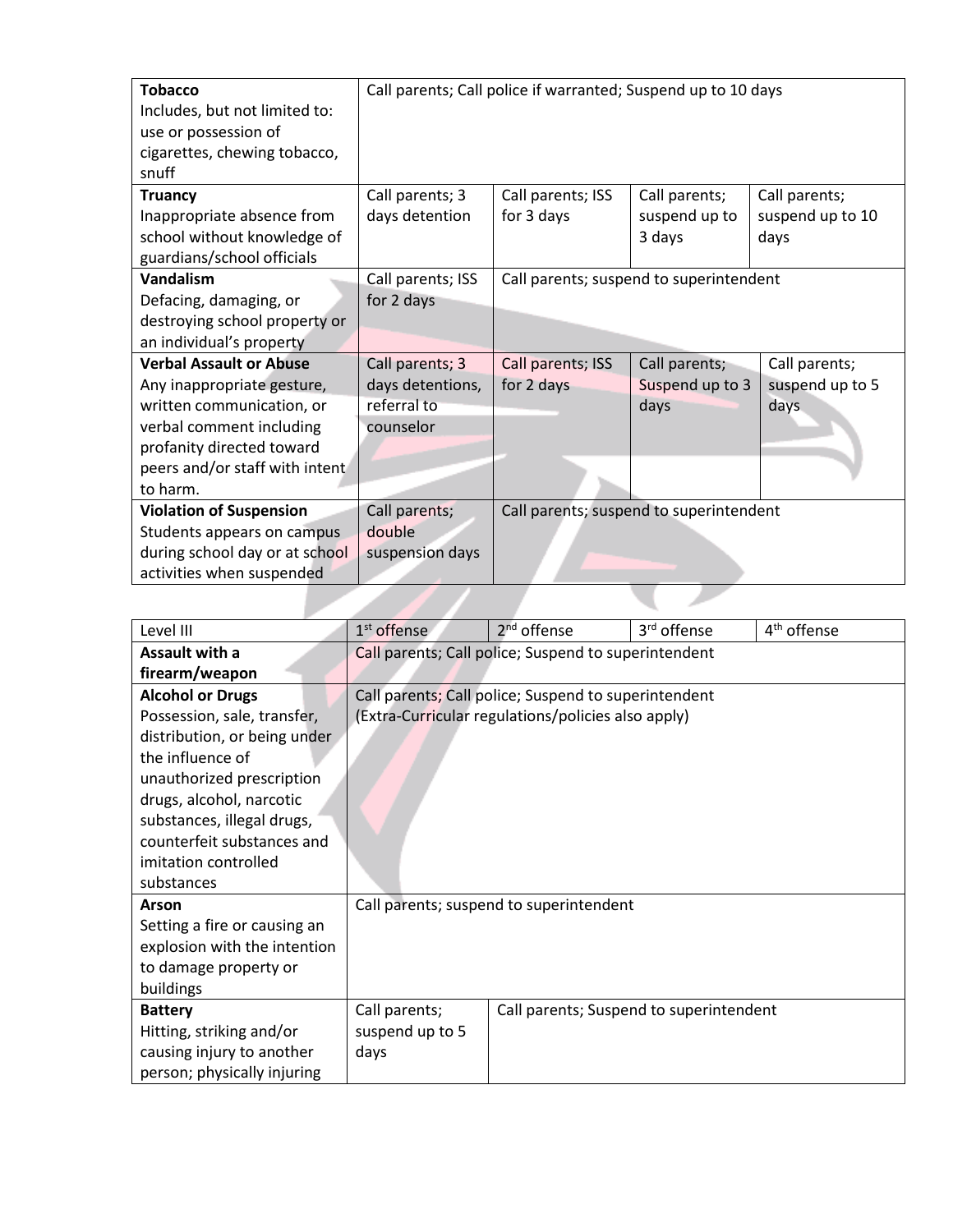| | | | | |
|---|---|---|---|---|
| **Tobacco** Includes, but not limited to: use or possession of cigarettes, chewing tobacco, snuff | Call parents; Call police if warranted; Suspend up to 10 days | | | |
| **Truancy** Inappropriate absence from school without knowledge of guardians/school officials | Call parents; 3 days detention | Call parents; ISS for 3 days | Call parents; suspend up to 3 days | Call parents; suspend up to 10 days |
| **Vandalism** Defacing, damaging, or destroying school property or an individual's property | Call parents; ISS for 2 days | Call parents; suspend to superintendent | | |
| **Verbal Assault or Abuse** Any inappropriate gesture, written communication, or verbal comment including profanity directed toward peers and/or staff with intent to harm. | Call parents; 3 days detentions, referral to counselor | Call parents; ISS for 2 days | Call parents; Suspend up to 3 days | Call parents; suspend up to 5 days |
| **Violation of Suspension** Students appears on campus during school day or at school activities when suspended | Call parents; double suspension days | Call parents; suspend to superintendent | | |

| Level III | 1st offense | 2nd offense | 3rd offense | 4th offense |
|---|---|---|---|---|
| **Assault with a firearm/weapon** | Call parents; Call police; Suspend to superintendent | | | |
| **Alcohol or Drugs** Possession, sale, transfer, distribution, or being under the influence of unauthorized prescription drugs, alcohol, narcotic substances, illegal drugs, counterfeit substances and imitation controlled substances | Call parents; Call police; Suspend to superintendent (Extra-Curricular regulations/policies also apply) | | | |
| **Arson** Setting a fire or causing an explosion with the intention to damage property or buildings | Call parents; suspend to superintendent | | | |
| **Battery** Hitting, striking and/or causing injury to another person; physically injuring | Call parents; suspend up to 5 days | Call parents; Suspend to superintendent | | |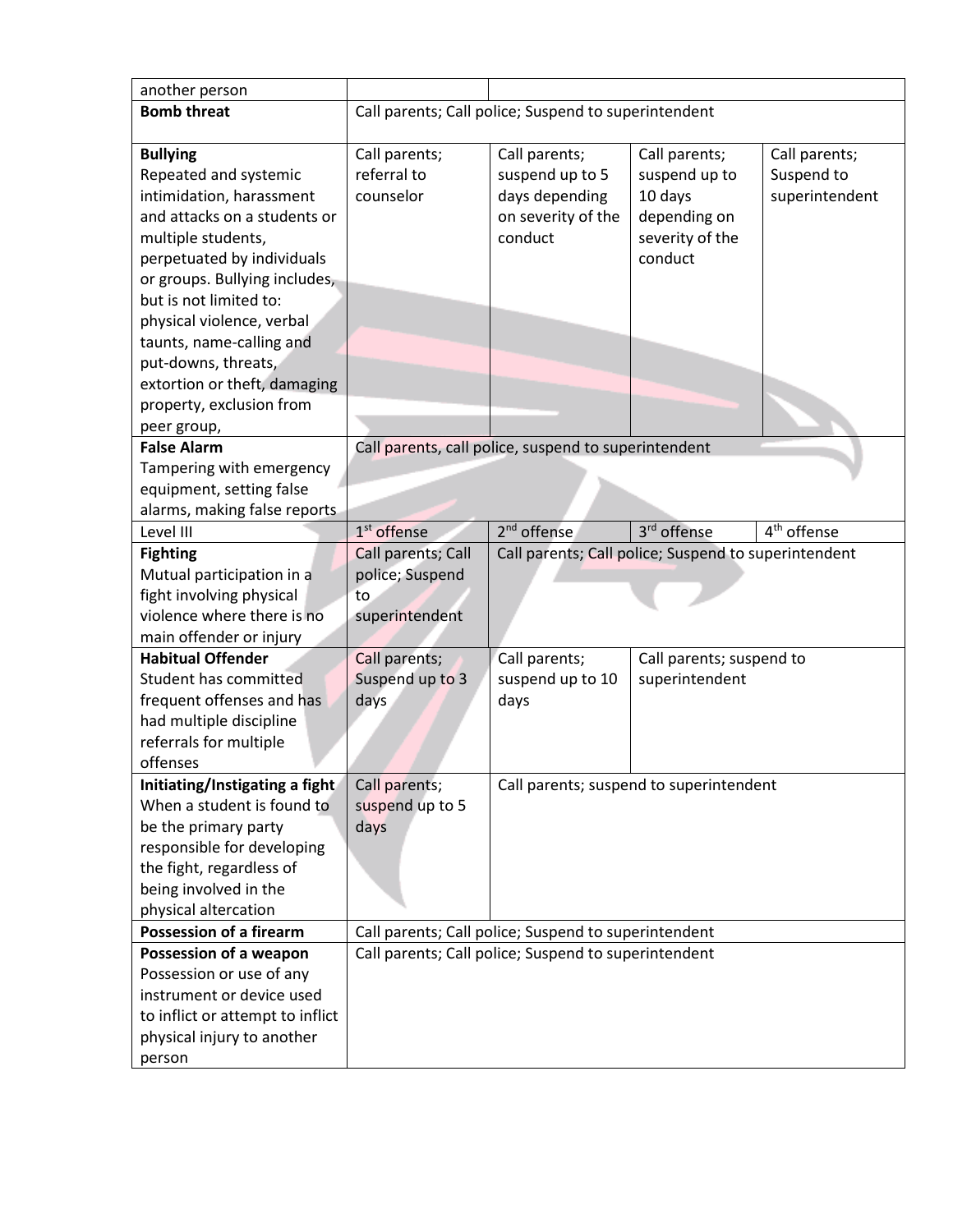| | | | | |
|---|---|---|---|---|
| another person | | | | |
| **Bomb threat** | Call parents; Call police; Suspend to superintendent | | | |
| **Bullying** Repeated and systemic intimidation, harassment and attacks on a students or multiple students, perpetuated by individuals or groups. Bullying includes, but is not limited to: physical violence, verbal taunts, name-calling and put-downs, threats, extortion or theft, damaging property, exclusion from peer group, | Call parents; referral to counselor | Call parents; suspend up to 5 days depending on severity of the conduct | Call parents; suspend up to 10 days depending on severity of the conduct | Call parents; Suspend to superintendent |
| **False Alarm** Tampering with emergency equipment, setting false alarms, making false reports | Call parents, call police, suspend to superintendent | | | |
| Level III | 1st offense | 2nd offense | 3rd offense | 4th offense |
| **Fighting** Mutual participation in a fight involving physical violence where there is no main offender or injury | Call parents; Call police; Suspend to superintendent | Call parents; Call police; Suspend to superintendent | | |
| **Habitual Offender** Student has committed frequent offenses and has had multiple discipline referrals for multiple offenses | Call parents; Suspend up to 3 days | Call parents; suspend up to 10 days | Call parents; suspend to superintendent | |
| **Initiating/Instigating a fight** When a student is found to be the primary party responsible for developing the fight, regardless of being involved in the physical altercation | Call parents; suspend up to 5 days | Call parents; suspend to superintendent | | |
| **Possession of a firearm** | Call parents; Call police; Suspend to superintendent | | | |
| **Possession of a weapon** Possession or use of any instrument or device used to inflict or attempt to inflict physical injury to another person | Call parents; Call police; Suspend to superintendent | | | |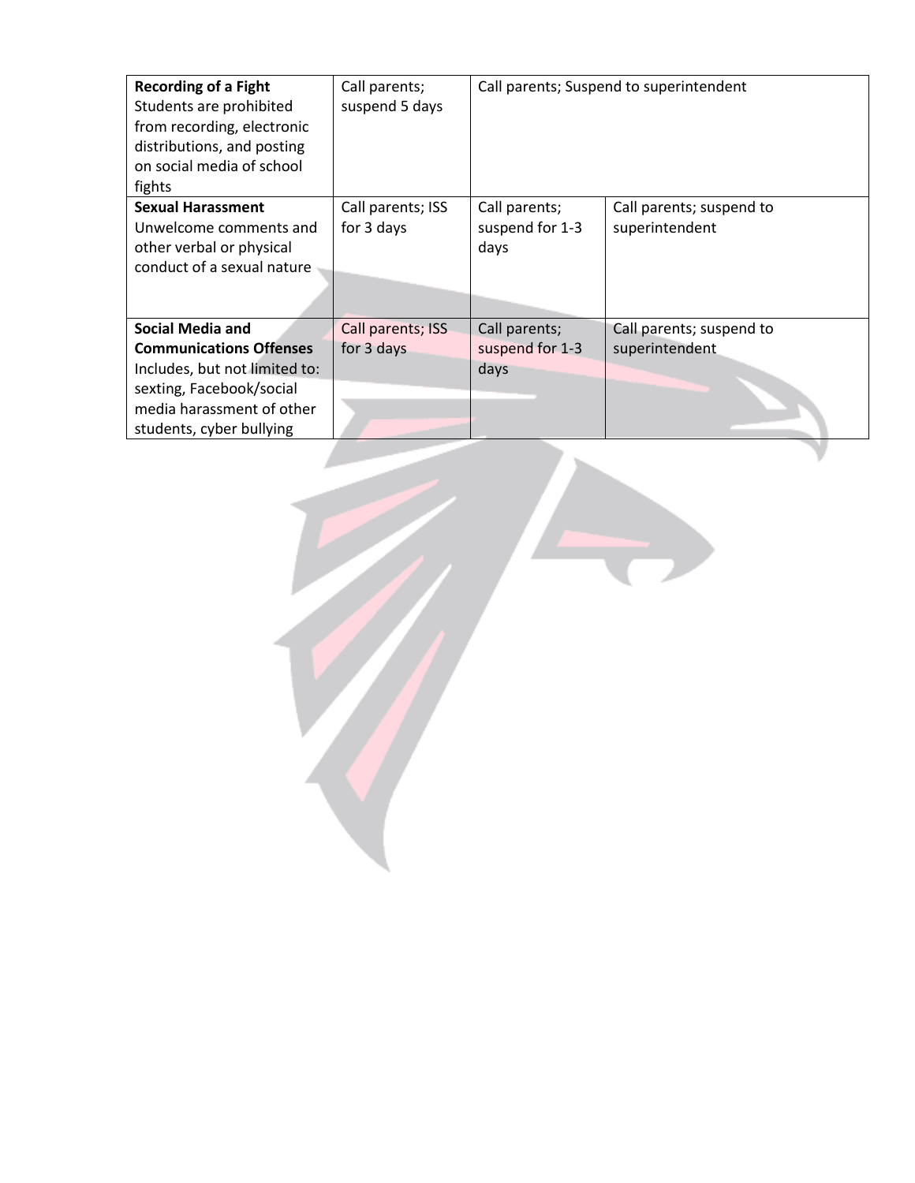| | | | |
|---|---|---|---|
| **Recording of a Fight** Students are prohibited from recording, electronic distributions, and posting on social media of school fights | Call parents; suspend 5 days | Call parents; Suspend to superintendent | |
| **Sexual Harassment** Unwelcome comments and other verbal or physical conduct of a sexual nature | Call parents; ISS for 3 days | Call parents; suspend for 1-3 days | Call parents; suspend to superintendent |
| **Social Media and Communications Offenses** Includes, but not limited to: sexting, Facebook/social media harassment of other students, cyber bullying | Call parents; ISS for 3 days | Call parents; suspend for 1-3 days | Call parents; suspend to superintendent |